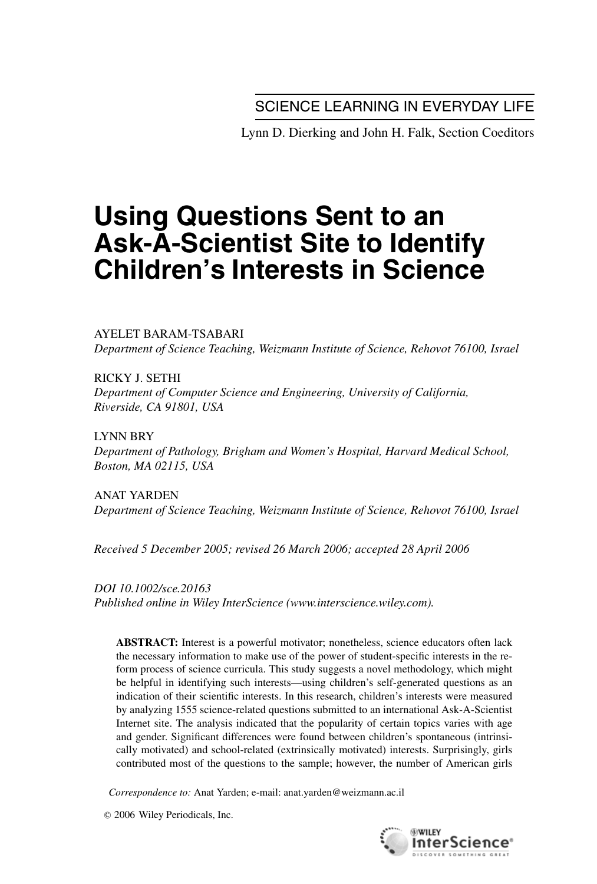SCIENCE LEARNING IN EVERYDAY LIFE

Lynn D. Dierking and John H. Falk, Section Coeditors

# Using Questions Sent to an Ask-A-Scientist Site to Identify Children's Interests in Science

AYELET BARAM-TSABARI
*Department of Science Teaching, Weizmann Institute of Science, Rehovot 76100, Israel*

RICKY J. SETHI
*Department of Computer Science and Engineering, University of California, Riverside, CA 91801, USA*

LYNN BRY
*Department of Pathology, Brigham and Women's Hospital, Harvard Medical School, Boston, MA 02115, USA*

ANAT YARDEN
*Department of Science Teaching, Weizmann Institute of Science, Rehovot 76100, Israel*

*Received 5 December 2005; revised 26 March 2006; accepted 28 April 2006*

*DOI 10.1002/sce.20163*
*Published online in Wiley InterScience (www.interscience.wiley.com).*

**ABSTRACT:** Interest is a powerful motivator; nonetheless, science educators often lack the necessary information to make use of the power of student-specific interests in the reform process of science curricula. This study suggests a novel methodology, which might be helpful in identifying such interests—using children's self-generated questions as an indication of their scientific interests. In this research, children's interests were measured by analyzing 1555 science-related questions submitted to an international Ask-A-Scientist Internet site. The analysis indicated that the popularity of certain topics varies with age and gender. Significant differences were found between children's spontaneous (intrinsically motivated) and school-related (extrinsically motivated) interests. Surprisingly, girls contributed most of the questions to the sample; however, the number of American girls

*Correspondence to:* Anat Yarden; e-mail: anat.yarden@weizmann.ac.il

© 2006 Wiley Periodicals, Inc.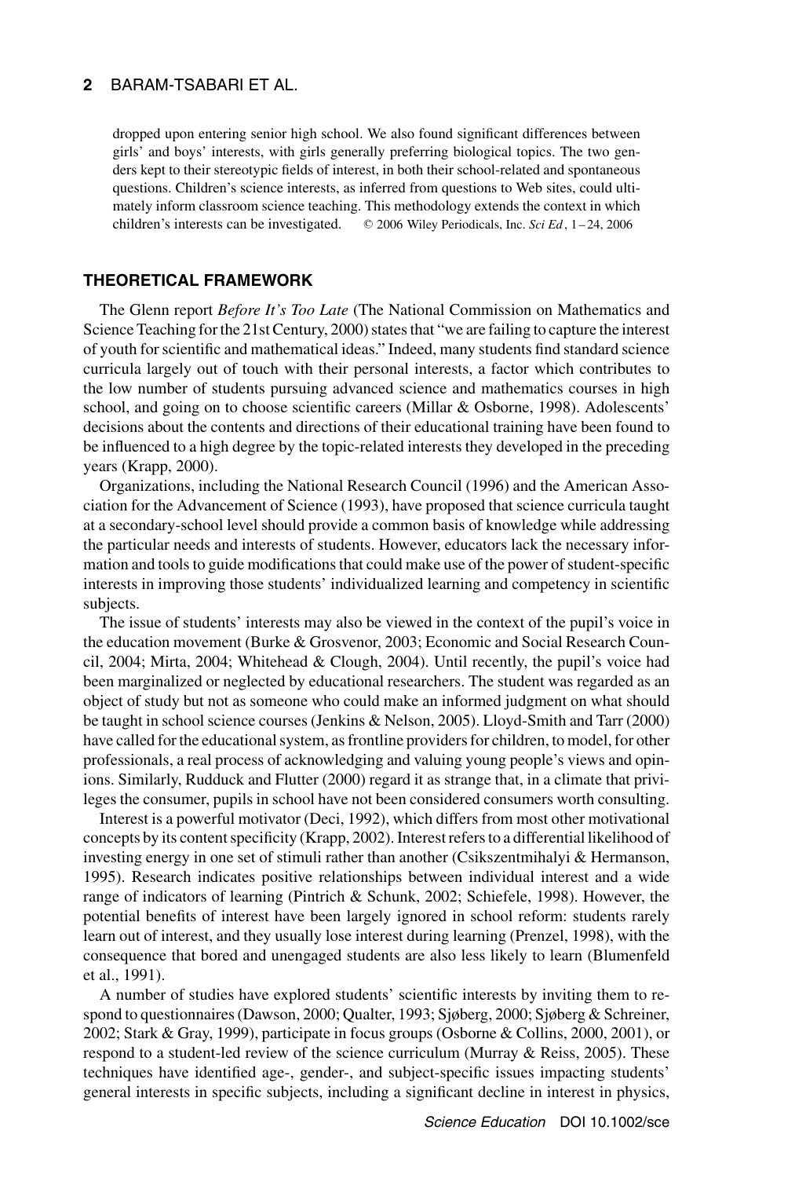dropped upon entering senior high school. We also found significant differences between girls' and boys' interests, with girls generally preferring biological topics. The two genders kept to their stereotypic fields of interest, in both their school-related and spontaneous questions. Children's science interests, as inferred from questions to Web sites, could ultimately inform classroom science teaching. This methodology extends the context in which children's interests can be investigated. © 2006 Wiley Periodicals, Inc. *Sci Ed*, 1–24, 2006

## THEORETICAL FRAMEWORK

The Glenn report *Before It's Too Late* (The National Commission on Mathematics and Science Teaching for the 21st Century, 2000) states that "we are failing to capture the interest of youth for scientific and mathematical ideas." Indeed, many students find standard science curricula largely out of touch with their personal interests, a factor which contributes to the low number of students pursuing advanced science and mathematics courses in high school, and going on to choose scientific careers (Millar & Osborne, 1998). Adolescents' decisions about the contents and directions of their educational training have been found to be influenced to a high degree by the topic-related interests they developed in the preceding years (Krapp, 2000).

Organizations, including the National Research Council (1996) and the American Association for the Advancement of Science (1993), have proposed that science curricula taught at a secondary-school level should provide a common basis of knowledge while addressing the particular needs and interests of students. However, educators lack the necessary information and tools to guide modifications that could make use of the power of student-specific interests in improving those students' individualized learning and competency in scientific subjects.

The issue of students' interests may also be viewed in the context of the pupil's voice in the education movement (Burke & Grosvenor, 2003; Economic and Social Research Council, 2004; Mirta, 2004; Whitehead & Clough, 2004). Until recently, the pupil's voice had been marginalized or neglected by educational researchers. The student was regarded as an object of study but not as someone who could make an informed judgment on what should be taught in school science courses (Jenkins & Nelson, 2005). Lloyd-Smith and Tarr (2000) have called for the educational system, as frontline providers for children, to model, for other professionals, a real process of acknowledging and valuing young people's views and opinions. Similarly, Rudduck and Flutter (2000) regard it as strange that, in a climate that privileges the consumer, pupils in school have not been considered consumers worth consulting.

Interest is a powerful motivator (Deci, 1992), which differs from most other motivational concepts by its content specificity (Krapp, 2002). Interest refers to a differential likelihood of investing energy in one set of stimuli rather than another (Csikszentmihalyi & Hermanson, 1995). Research indicates positive relationships between individual interest and a wide range of indicators of learning (Pintrich & Schunk, 2002; Schiefele, 1998). However, the potential benefits of interest have been largely ignored in school reform: students rarely learn out of interest, and they usually lose interest during learning (Prenzel, 1998), with the consequence that bored and unengaged students are also less likely to learn (Blumenfeld et al., 1991).

A number of studies have explored students' scientific interests by inviting them to respond to questionnaires (Dawson, 2000; Qualter, 1993; Sjøberg, 2000; Sjøberg & Schreiner, 2002; Stark & Gray, 1999), participate in focus groups (Osborne & Collins, 2000, 2001), or respond to a student-led review of the science curriculum (Murray & Reiss, 2005). These techniques have identified age-, gender-, and subject-specific issues impacting students' general interests in specific subjects, including a significant decline in interest in physics,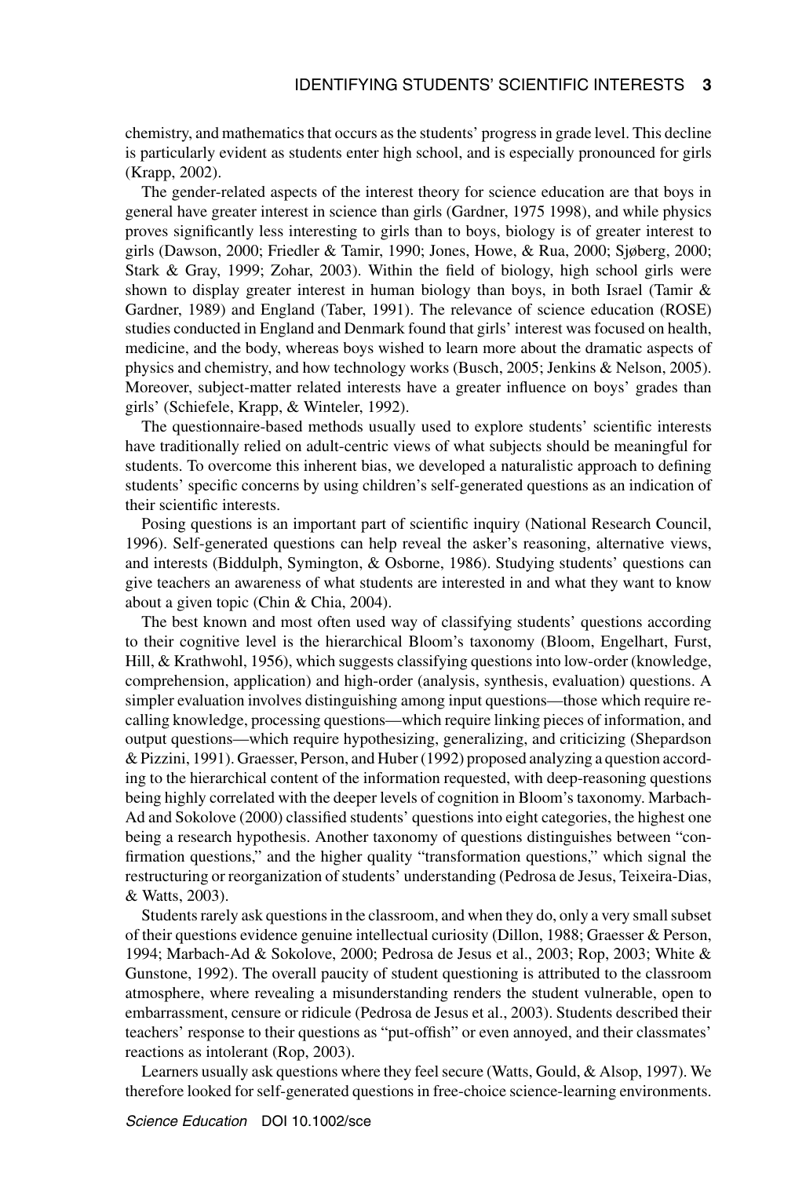chemistry, and mathematics that occurs as the students' progress in grade level. This decline is particularly evident as students enter high school, and is especially pronounced for girls (Krapp, 2002).

The gender-related aspects of the interest theory for science education are that boys in general have greater interest in science than girls (Gardner, 1975 1998), and while physics proves significantly less interesting to girls than to boys, biology is of greater interest to girls (Dawson, 2000; Friedler & Tamir, 1990; Jones, Howe, & Rua, 2000; Sjøberg, 2000; Stark & Gray, 1999; Zohar, 2003). Within the field of biology, high school girls were shown to display greater interest in human biology than boys, in both Israel (Tamir & Gardner, 1989) and England (Taber, 1991). The relevance of science education (ROSE) studies conducted in England and Denmark found that girls' interest was focused on health, medicine, and the body, whereas boys wished to learn more about the dramatic aspects of physics and chemistry, and how technology works (Busch, 2005; Jenkins & Nelson, 2005). Moreover, subject-matter related interests have a greater influence on boys' grades than girls' (Schiefele, Krapp, & Winteler, 1992).

The questionnaire-based methods usually used to explore students' scientific interests have traditionally relied on adult-centric views of what subjects should be meaningful for students. To overcome this inherent bias, we developed a naturalistic approach to defining students' specific concerns by using children's self-generated questions as an indication of their scientific interests.

Posing questions is an important part of scientific inquiry (National Research Council, 1996). Self-generated questions can help reveal the asker's reasoning, alternative views, and interests (Biddulph, Symington, & Osborne, 1986). Studying students' questions can give teachers an awareness of what students are interested in and what they want to know about a given topic (Chin & Chia, 2004).

The best known and most often used way of classifying students' questions according to their cognitive level is the hierarchical Bloom's taxonomy (Bloom, Engelhart, Furst, Hill, & Krathwohl, 1956), which suggests classifying questions into low-order (knowledge, comprehension, application) and high-order (analysis, synthesis, evaluation) questions. A simpler evaluation involves distinguishing among input questions—those which require recalling knowledge, processing questions—which require linking pieces of information, and output questions—which require hypothesizing, generalizing, and criticizing (Shepardson & Pizzini, 1991). Graesser, Person, and Huber (1992) proposed analyzing a question according to the hierarchical content of the information requested, with deep-reasoning questions being highly correlated with the deeper levels of cognition in Bloom's taxonomy. Marbach-Ad and Sokolove (2000) classified students' questions into eight categories, the highest one being a research hypothesis. Another taxonomy of questions distinguishes between "confirmation questions," and the higher quality "transformation questions," which signal the restructuring or reorganization of students' understanding (Pedrosa de Jesus, Teixeira-Dias, & Watts, 2003).

Students rarely ask questions in the classroom, and when they do, only a very small subset of their questions evidence genuine intellectual curiosity (Dillon, 1988; Graesser & Person, 1994; Marbach-Ad & Sokolove, 2000; Pedrosa de Jesus et al., 2003; Rop, 2003; White & Gunstone, 1992). The overall paucity of student questioning is attributed to the classroom atmosphere, where revealing a misunderstanding renders the student vulnerable, open to embarrassment, censure or ridicule (Pedrosa de Jesus et al., 2003). Students described their teachers' response to their questions as "put-offish" or even annoyed, and their classmates' reactions as intolerant (Rop, 2003).

Learners usually ask questions where they feel secure (Watts, Gould, & Alsop, 1997). We therefore looked for self-generated questions in free-choice science-learning environments.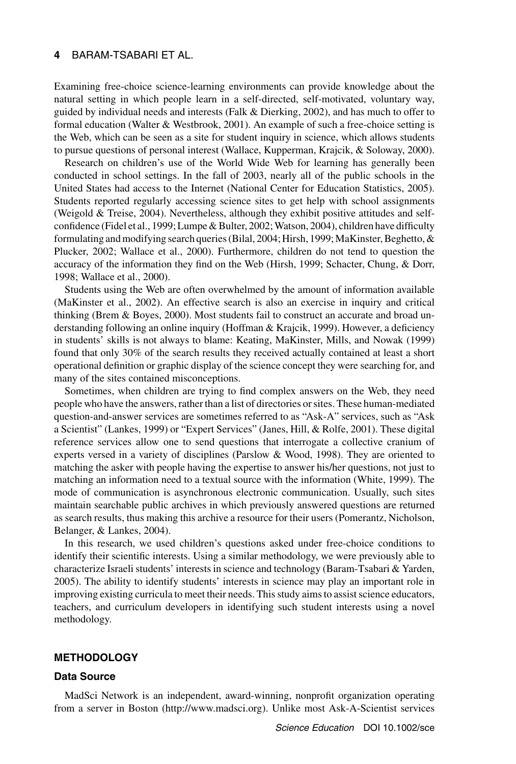Examining free-choice science-learning environments can provide knowledge about the natural setting in which people learn in a self-directed, self-motivated, voluntary way, guided by individual needs and interests (Falk & Dierking, 2002), and has much to offer to formal education (Walter & Westbrook, 2001). An example of such a free-choice setting is the Web, which can be seen as a site for student inquiry in science, which allows students to pursue questions of personal interest (Wallace, Kupperman, Krajcik, & Soloway, 2000).

Research on children's use of the World Wide Web for learning has generally been conducted in school settings. In the fall of 2003, nearly all of the public schools in the United States had access to the Internet (National Center for Education Statistics, 2005). Students reported regularly accessing science sites to get help with school assignments (Weigold & Treise, 2004). Nevertheless, although they exhibit positive attitudes and self-confidence (Fidel et al., 1999; Lumpe & Bulter, 2002; Watson, 2004), children have difficulty formulating and modifying search queries (Bilal, 2004; Hirsh, 1999; MaKinster, Beghetto, & Plucker, 2002; Wallace et al., 2000). Furthermore, children do not tend to question the accuracy of the information they find on the Web (Hirsh, 1999; Schacter, Chung, & Dorr, 1998; Wallace et al., 2000).

Students using the Web are often overwhelmed by the amount of information available (MaKinster et al., 2002). An effective search is also an exercise in inquiry and critical thinking (Brem & Boyes, 2000). Most students fail to construct an accurate and broad understanding following an online inquiry (Hoffman & Krajcik, 1999). However, a deficiency in students' skills is not always to blame: Keating, MaKinster, Mills, and Nowak (1999) found that only 30% of the search results they received actually contained at least a short operational definition or graphic display of the science concept they were searching for, and many of the sites contained misconceptions.

Sometimes, when children are trying to find complex answers on the Web, they need people who have the answers, rather than a list of directories or sites. These human-mediated question-and-answer services are sometimes referred to as "Ask-A" services, such as "Ask a Scientist" (Lankes, 1999) or "Expert Services" (Janes, Hill, & Rolfe, 2001). These digital reference services allow one to send questions that interrogate a collective cranium of experts versed in a variety of disciplines (Parslow & Wood, 1998). They are oriented to matching the asker with people having the expertise to answer his/her questions, not just to matching an information need to a textual source with the information (White, 1999). The mode of communication is asynchronous electronic communication. Usually, such sites maintain searchable public archives in which previously answered questions are returned as search results, thus making this archive a resource for their users (Pomerantz, Nicholson, Belanger, & Lankes, 2004).

In this research, we used children's questions asked under free-choice conditions to identify their scientific interests. Using a similar methodology, we were previously able to characterize Israeli students' interests in science and technology (Baram-Tsabari & Yarden, 2005). The ability to identify students' interests in science may play an important role in improving existing curricula to meet their needs. This study aims to assist science educators, teachers, and curriculum developers in identifying such student interests using a novel methodology.

## METHODOLOGY

### Data Source

MadSci Network is an independent, award-winning, nonprofit organization operating from a server in Boston (http://www.madsci.org). Unlike most Ask-A-Scientist services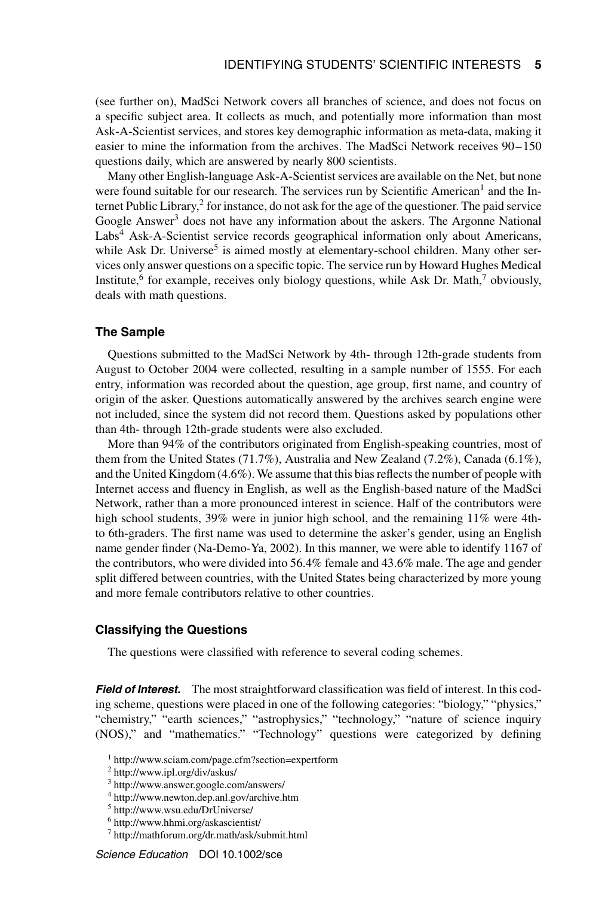(see further on), MadSci Network covers all branches of science, and does not focus on a specific subject area. It collects as much, and potentially more information than most Ask-A-Scientist services, and stores key demographic information as meta-data, making it easier to mine the information from the archives. The MadSci Network receives 90–150 questions daily, which are answered by nearly 800 scientists.

Many other English-language Ask-A-Scientist services are available on the Net, but none were found suitable for our research. The services run by Scientific American[1] and the Internet Public Library,[2] for instance, do not ask for the age of the questioner. The paid service Google Answer[3] does not have any information about the askers. The Argonne National Labs[4] Ask-A-Scientist service records geographical information only about Americans, while Ask Dr. Universe[5] is aimed mostly at elementary-school children. Many other services only answer questions on a specific topic. The service run by Howard Hughes Medical Institute,[6] for example, receives only biology questions, while Ask Dr. Math,[7] obviously, deals with math questions.

### The Sample

Questions submitted to the MadSci Network by 4th- through 12th-grade students from August to October 2004 were collected, resulting in a sample number of 1555. For each entry, information was recorded about the question, age group, first name, and country of origin of the asker. Questions automatically answered by the archives search engine were not included, since the system did not record them. Questions asked by populations other than 4th- through 12th-grade students were also excluded.

More than 94% of the contributors originated from English-speaking countries, most of them from the United States (71.7%), Australia and New Zealand (7.2%), Canada (6.1%), and the United Kingdom (4.6%). We assume that this bias reflects the number of people with Internet access and fluency in English, as well as the English-based nature of the MadSci Network, rather than a more pronounced interest in science. Half of the contributors were high school students, 39% were in junior high school, and the remaining 11% were 4th- to 6th-graders. The first name was used to determine the asker's gender, using an English name gender finder (Na-Demo-Ya, 2002). In this manner, we were able to identify 1167 of the contributors, who were divided into 56.4% female and 43.6% male. The age and gender split differed between countries, with the United States being characterized by more young and more female contributors relative to other countries.

### Classifying the Questions

The questions were classified with reference to several coding schemes.

***Field of Interest.*** The most straightforward classification was field of interest. In this coding scheme, questions were placed in one of the following categories: "biology," "physics," "chemistry," "earth sciences," "astrophysics," "technology," "nature of science inquiry (NOS)," and "mathematics." "Technology" questions were categorized by defining

[1] http://www.sciam.com/page.cfm?section=expertform

[2] http://www.ipl.org/div/askus/

[3] http://www.answer.google.com/answers/

[4] http://www.newton.dep.anl.gov/archive.htm

[5] http://www.wsu.edu/DrUniverse/

[6] http://www.hhmi.org/askascientist/

[7] http://mathforum.org/dr.math/ask/submit.html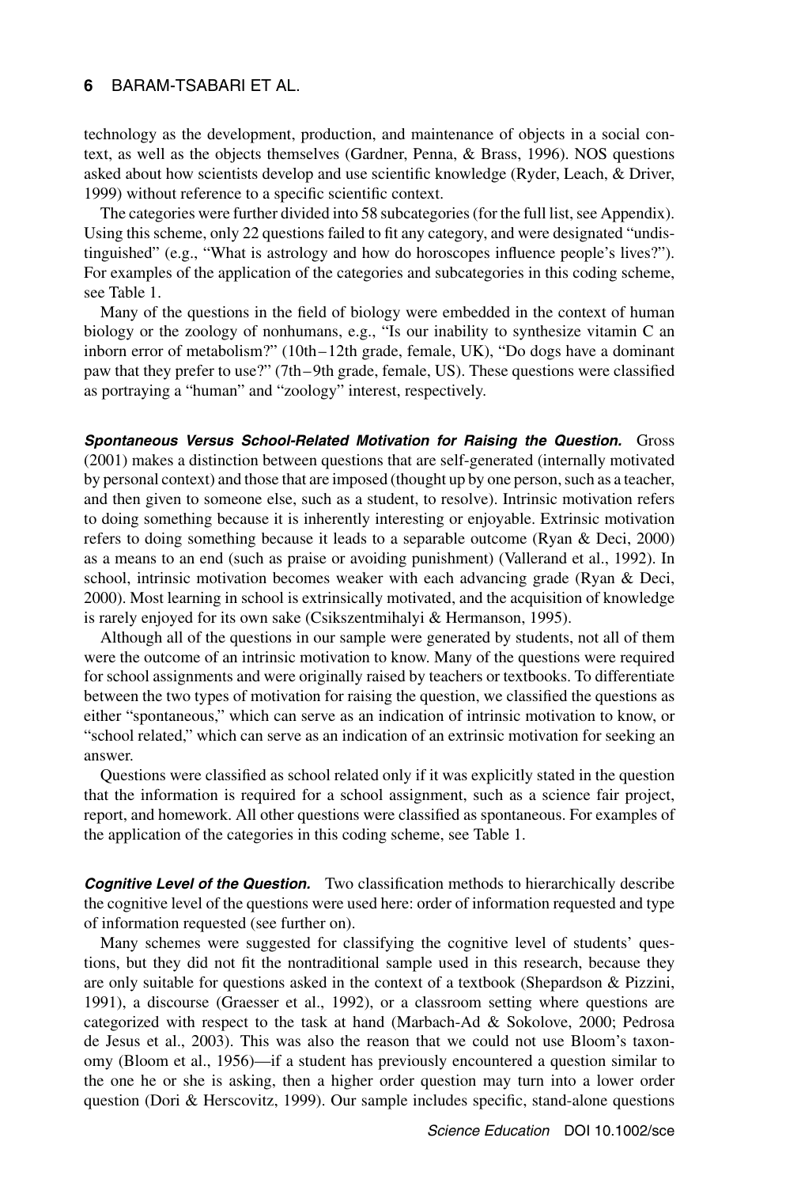technology as the development, production, and maintenance of objects in a social context, as well as the objects themselves (Gardner, Penna, & Brass, 1996). NOS questions asked about how scientists develop and use scientific knowledge (Ryder, Leach, & Driver, 1999) without reference to a specific scientific context.

The categories were further divided into 58 subcategories (for the full list, see Appendix). Using this scheme, only 22 questions failed to fit any category, and were designated "undistinguished" (e.g., "What is astrology and how do horoscopes influence people's lives?"). For examples of the application of the categories and subcategories in this coding scheme, see Table 1.

Many of the questions in the field of biology were embedded in the context of human biology or the zoology of nonhumans, e.g., "Is our inability to synthesize vitamin C an inborn error of metabolism?" (10th–12th grade, female, UK), "Do dogs have a dominant paw that they prefer to use?" (7th–9th grade, female, US). These questions were classified as portraying a "human" and "zoology" interest, respectively.

***Spontaneous Versus School-Related Motivation for Raising the Question.*** Gross (2001) makes a distinction between questions that are self-generated (internally motivated by personal context) and those that are imposed (thought up by one person, such as a teacher, and then given to someone else, such as a student, to resolve). Intrinsic motivation refers to doing something because it is inherently interesting or enjoyable. Extrinsic motivation refers to doing something because it leads to a separable outcome (Ryan & Deci, 2000) as a means to an end (such as praise or avoiding punishment) (Vallerand et al., 1992). In school, intrinsic motivation becomes weaker with each advancing grade (Ryan & Deci, 2000). Most learning in school is extrinsically motivated, and the acquisition of knowledge is rarely enjoyed for its own sake (Csikszentmihalyi & Hermanson, 1995).

Although all of the questions in our sample were generated by students, not all of them were the outcome of an intrinsic motivation to know. Many of the questions were required for school assignments and were originally raised by teachers or textbooks. To differentiate between the two types of motivation for raising the question, we classified the questions as either "spontaneous," which can serve as an indication of intrinsic motivation to know, or "school related," which can serve as an indication of an extrinsic motivation for seeking an answer.

Questions were classified as school related only if it was explicitly stated in the question that the information is required for a school assignment, such as a science fair project, report, and homework. All other questions were classified as spontaneous. For examples of the application of the categories in this coding scheme, see Table 1.

***Cognitive Level of the Question.*** Two classification methods to hierarchically describe the cognitive level of the questions were used here: order of information requested and type of information requested (see further on).

Many schemes were suggested for classifying the cognitive level of students' questions, but they did not fit the nontraditional sample used in this research, because they are only suitable for questions asked in the context of a textbook (Shepardson & Pizzini, 1991), a discourse (Graesser et al., 1992), or a classroom setting where questions are categorized with respect to the task at hand (Marbach-Ad & Sokolove, 2000; Pedrosa de Jesus et al., 2003). This was also the reason that we could not use Bloom's taxonomy (Bloom et al., 1956)—if a student has previously encountered a question similar to the one he or she is asking, then a higher order question may turn into a lower order question (Dori & Herscovitz, 1999). Our sample includes specific, stand-alone questions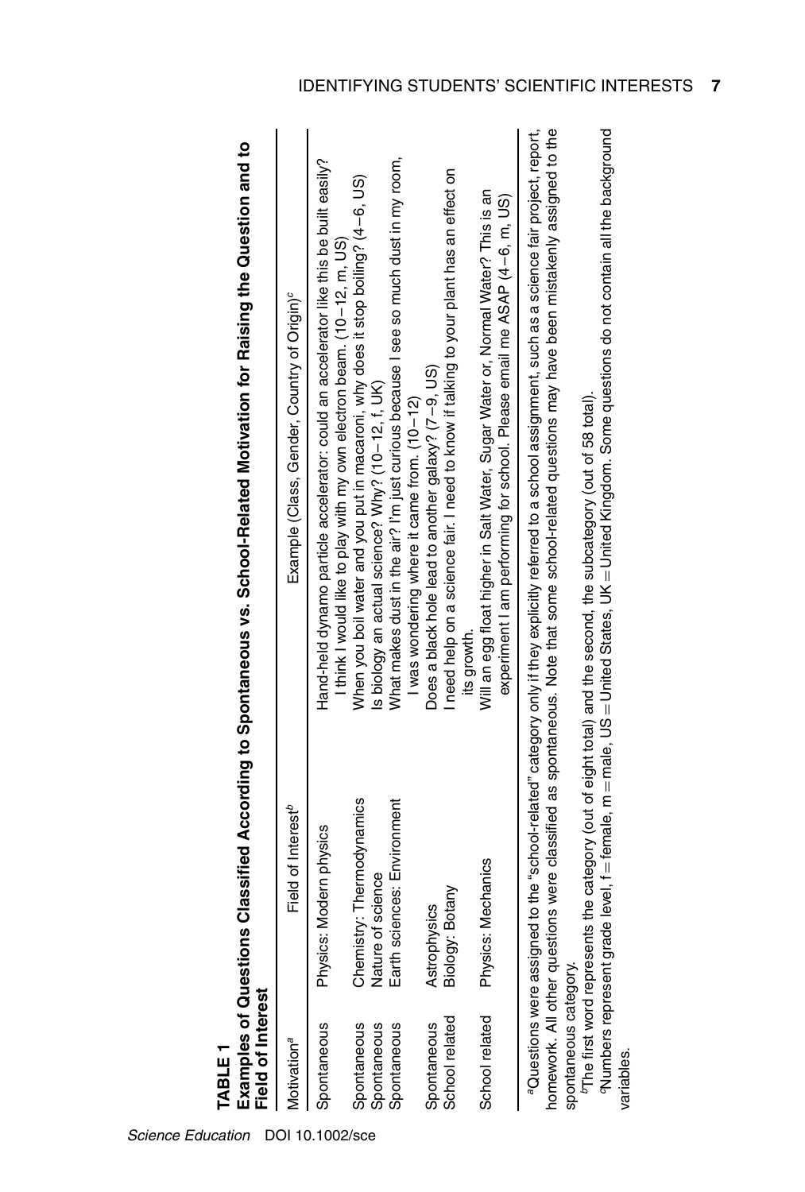**TABLE 1**

**Examples of Questions Classified According to Spontaneous vs. School-Related Motivation for Raising the Question and to Field of Interest**

| Motivation[a] | Field of Interest[b] | Example (Class, Gender, Country of Origin)[c] |
|---|---|---|
| Spontaneous | Physics: Modern physics | Hand-held dynamo particle accelerator: could an accelerator like this be built easily? I think I would like to play with my own electron beam. (10–12, m, US) |
| Spontaneous | Chemistry: Thermodynamics | When you boil water and you put in macaroni, why does it stop boiling? (4–6, US) |
| Spontaneous | Nature of science | Is biology an actual science? Why? (10–12, f, UK) |
| Spontaneous | Earth sciences: Environment | What makes dust in the air? I'm just curious because I see so much dust in my room, I was wondering where it came from. (10–12) |
| Spontaneous | Astrophysics | Does a black hole lead to another galaxy? (7–9, US) |
| School related | Biology: Botany | I need help on a science fair. I need to know if talking to your plant has an effect on its growth. |
| School related | Physics: Mechanics | Will an egg float higher in Salt Water, Sugar Water or, Normal Water? This is an experiment I am performing for school. Please email me ASAP (4–6, m, US) |

[a]Questions were assigned to the "school-related" category only if they explicitly referred to a school assignment, such as a science fair project, report, homework. All other questions were classified as spontaneous. Note that some school-related questions may have been mistakenly assigned to the spontaneous category.

[b]The first word represents the category (out of eight total) and the second, the subcategory (out of 58 total).

[c]Numbers represent grade level, f = female, m = male, US = United States, UK = United Kingdom. Some questions do not contain all the background variables.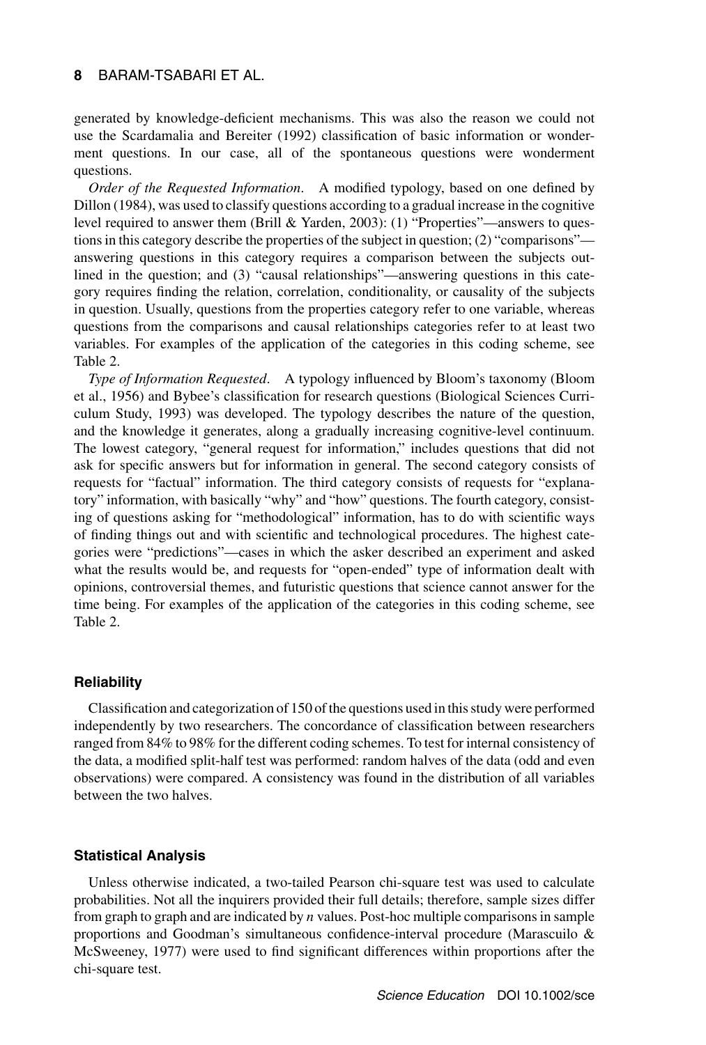generated by knowledge-deficient mechanisms. This was also the reason we could not use the Scardamalia and Bereiter (1992) classification of basic information or wonderment questions. In our case, all of the spontaneous questions were wonderment questions.

*Order of the Requested Information*. A modified typology, based on one defined by Dillon (1984), was used to classify questions according to a gradual increase in the cognitive level required to answer them (Brill & Yarden, 2003): (1) "Properties"—answers to questions in this category describe the properties of the subject in question; (2) "comparisons"—answering questions in this category requires a comparison between the subjects outlined in the question; and (3) "causal relationships"—answering questions in this category requires finding the relation, correlation, conditionality, or causality of the subjects in question. Usually, questions from the properties category refer to one variable, whereas questions from the comparisons and causal relationships categories refer to at least two variables. For examples of the application of the categories in this coding scheme, see Table 2.

*Type of Information Requested*. A typology influenced by Bloom's taxonomy (Bloom et al., 1956) and Bybee's classification for research questions (Biological Sciences Curriculum Study, 1993) was developed. The typology describes the nature of the question, and the knowledge it generates, along a gradually increasing cognitive-level continuum. The lowest category, "general request for information," includes questions that did not ask for specific answers but for information in general. The second category consists of requests for "factual" information. The third category consists of requests for "explanatory" information, with basically "why" and "how" questions. The fourth category, consisting of questions asking for "methodological" information, has to do with scientific ways of finding things out and with scientific and technological procedures. The highest categories were "predictions"—cases in which the asker described an experiment and asked what the results would be, and requests for "open-ended" type of information dealt with opinions, controversial themes, and futuristic questions that science cannot answer for the time being. For examples of the application of the categories in this coding scheme, see Table 2.

### Reliability

Classification and categorization of 150 of the questions used in this study were performed independently by two researchers. The concordance of classification between researchers ranged from 84% to 98% for the different coding schemes. To test for internal consistency of the data, a modified split-half test was performed: random halves of the data (odd and even observations) were compared. A consistency was found in the distribution of all variables between the two halves.

### Statistical Analysis

Unless otherwise indicated, a two-tailed Pearson chi-square test was used to calculate probabilities. Not all the inquirers provided their full details; therefore, sample sizes differ from graph to graph and are indicated by $n$ values. Post-hoc multiple comparisons in sample proportions and Goodman's simultaneous confidence-interval procedure (Marascuilo & McSweeney, 1977) were used to find significant differences within proportions after the chi-square test.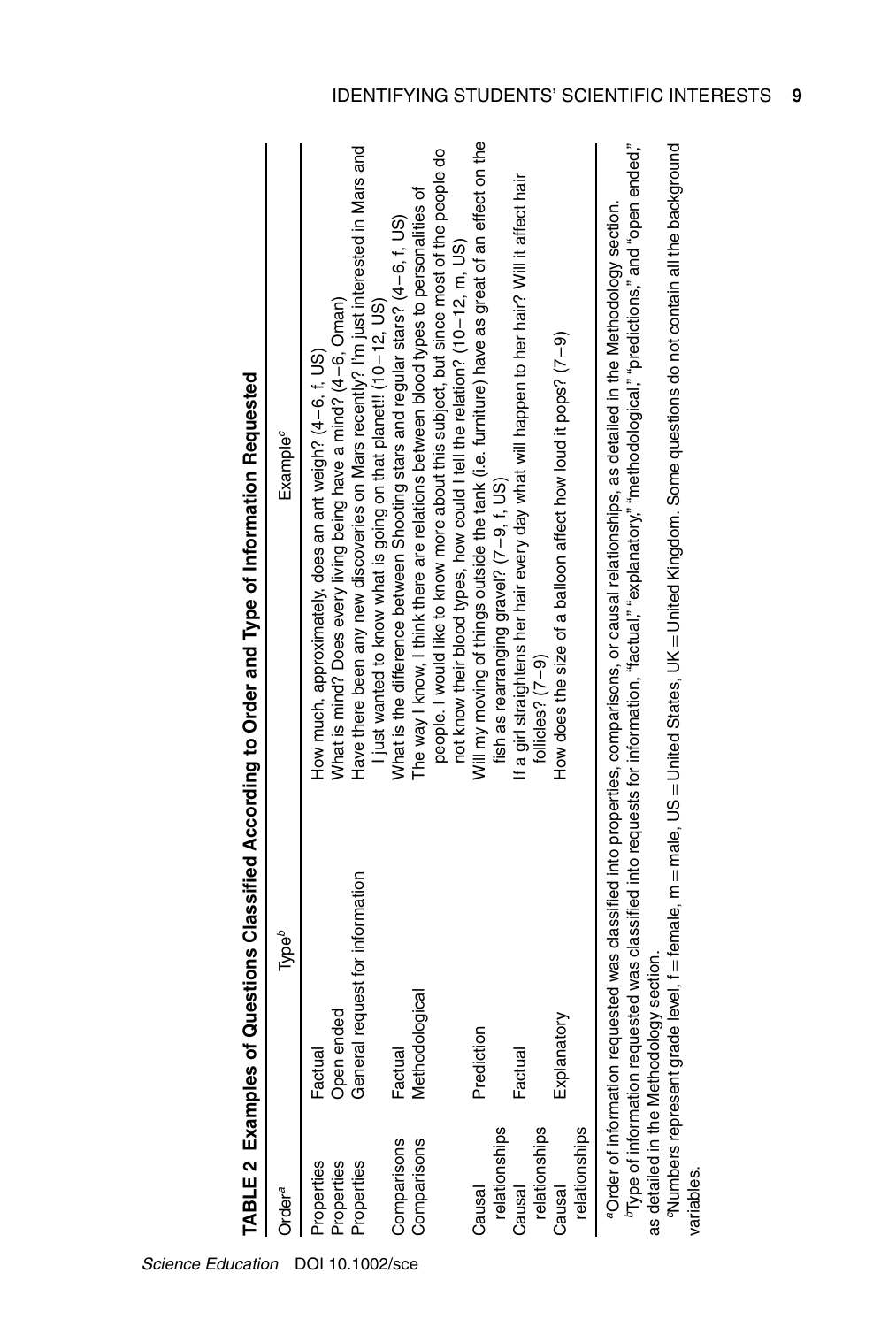**TABLE 2 Examples of Questions Classified According to Order and Type of Information Requested**

| Order[a] | Type[b] | Example[c] |
|---|---|---|
| Properties | Factual | How much, approximately, does an ant weigh? (4–6, f, US) |
| Properties | Open ended | What is mind? Does every living being have a mind? (4–6, Oman) |
| Properties | General request for information | Have there been any new discoveries on Mars recently? I'm just interested in Mars and I just wanted to know what is going on that planet!! (10–12, US) |
| Comparisons | Factual | What is the difference between Shooting stars and regular stars? (4–6, f, US) |
| Comparisons | Methodological | The way I know, I think there are relations between blood types to personalities of people. I would like to know more about this subject, but since most of the people do not know their blood types, how could I tell the relation? (10–12, m, US) |
| Causal relationships | Prediction | Will my moving of things outside the tank (i.e. furniture) have as great of an effect on the fish as rearranging gravel? (7–9, f, US) |
| Causal relationships | Factual | If a girl straightens her hair every day what will happen to her hair? Will it affect hair follicles? (7–9) |
| Causal relationships | Explanatory | How does the size of a balloon affect how loud it pops? (7–9) |

[a]Order of information requested was classified into properties, comparisons, or causal relationships, as detailed in the Methodology section.

[b]Type of information requested was classified into requests for information, "factual," "explanatory," "methodological," "predictions," and "open ended," as detailed in the Methodology section.

[c]Numbers represent grade level, f = female, m = male, US = United States, UK = United Kingdom. Some questions do not contain all the background variables.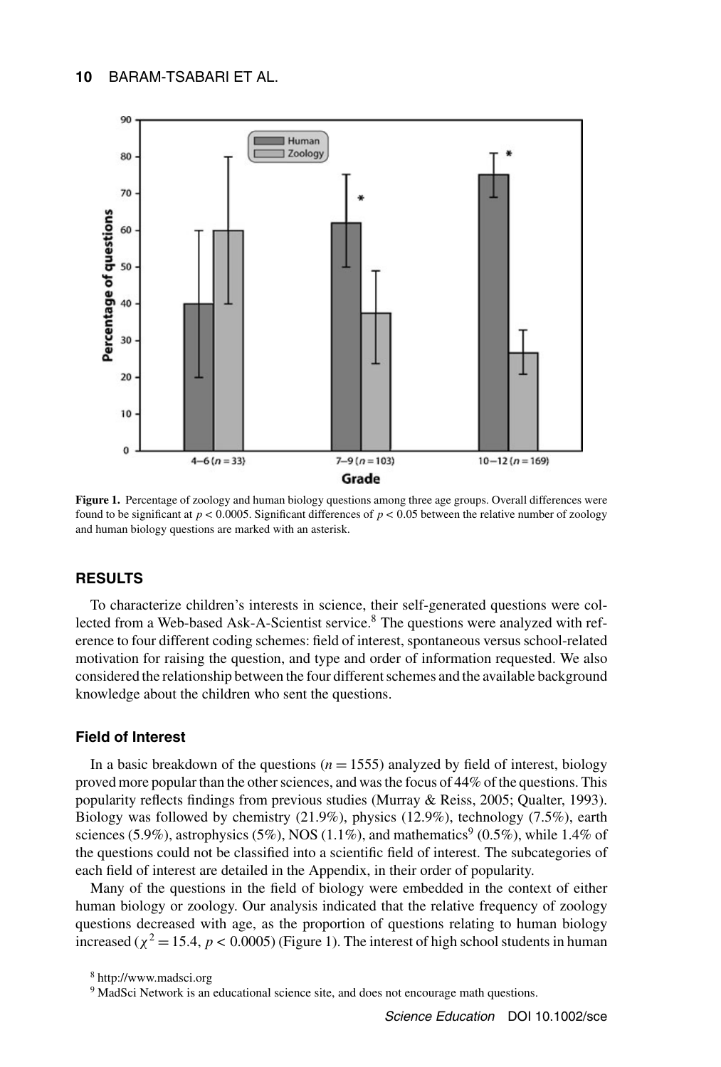Figure 1. Percentage of zoology and human biology questions among three age groups. Overall differences were found to be significant at $p < 0.0005$. Significant differences of $p < 0.05$ between the relative number of zoology and human biology questions are marked with an asterisk.

## RESULTS

To characterize children's interests in science, their self-generated questions were collected from a Web-based Ask-A-Scientist service.[8] The questions were analyzed with reference to four different coding schemes: field of interest, spontaneous versus school-related motivation for raising the question, and type and order of information requested. We also considered the relationship between the four different schemes and the available background knowledge about the children who sent the questions.

### Field of Interest

In a basic breakdown of the questions ($n = 1555$) analyzed by field of interest, biology proved more popular than the other sciences, and was the focus of 44% of the questions. This popularity reflects findings from previous studies (Murray & Reiss, 2005; Qualter, 1993). Biology was followed by chemistry (21.9%), physics (12.9%), technology (7.5%), earth sciences (5.9%), astrophysics (5%), NOS (1.1%), and mathematics[9] (0.5%), while 1.4% of the questions could not be classified into a scientific field of interest. The subcategories of each field of interest are detailed in the Appendix, in their order of popularity.

Many of the questions in the field of biology were embedded in the context of either human biology or zoology. Our analysis indicated that the relative frequency of zoology questions decreased with age, as the proportion of questions relating to human biology increased ($\chi^2 = 15.4$, $p < 0.0005$) (Figure 1). The interest of high school students in human

[8] http://www.madsci.org

[9] MadSci Network is an educational science site, and does not encourage math questions.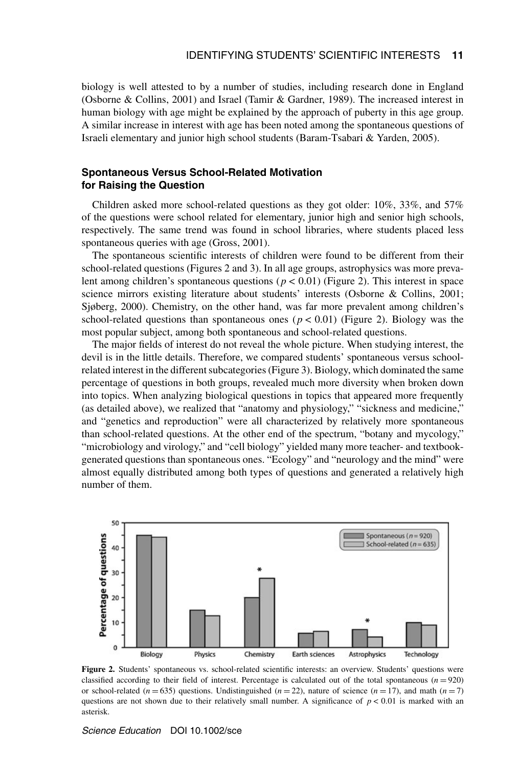biology is well attested to by a number of studies, including research done in England (Osborne & Collins, 2001) and Israel (Tamir & Gardner, 1989). The increased interest in human biology with age might be explained by the approach of puberty in this age group. A similar increase in interest with age has been noted among the spontaneous questions of Israeli elementary and junior high school students (Baram-Tsabari & Yarden, 2005).

### Spontaneous Versus School-Related Motivation for Raising the Question

Children asked more school-related questions as they got older: 10%, 33%, and 57% of the questions were school related for elementary, junior high and senior high schools, respectively. The same trend was found in school libraries, where students placed less spontaneous queries with age (Gross, 2001).

The spontaneous scientific interests of children were found to be different from their school-related questions (Figures 2 and 3). In all age groups, astrophysics was more prevalent among children's spontaneous questions ($p < 0.01$) (Figure 2). This interest in space science mirrors existing literature about students' interests (Osborne & Collins, 2001; Sjøberg, 2000). Chemistry, on the other hand, was far more prevalent among children's school-related questions than spontaneous ones ($p < 0.01$) (Figure 2). Biology was the most popular subject, among both spontaneous and school-related questions.

The major fields of interest do not reveal the whole picture. When studying interest, the devil is in the little details. Therefore, we compared students' spontaneous versus school-related interest in the different subcategories (Figure 3). Biology, which dominated the same percentage of questions in both groups, revealed much more diversity when broken down into topics. When analyzing biological questions in topics that appeared more frequently (as detailed above), we realized that "anatomy and physiology," "sickness and medicine," and "genetics and reproduction" were all characterized by relatively more spontaneous than school-related questions. At the other end of the spectrum, "botany and mycology," "microbiology and virology," and "cell biology" yielded many more teacher- and textbook-generated questions than spontaneous ones. "Ecology" and "neurology and the mind" were almost equally distributed among both types of questions and generated a relatively high number of them.

**Figure 2.** Students' spontaneous vs. school-related scientific interests: an overview. Students' questions were classified according to their field of interest. Percentage is calculated out of the total spontaneous ($n = 920$) or school-related ($n = 635$) questions. Undistinguished ($n = 22$), nature of science ($n = 17$), and math ($n = 7$) questions are not shown due to their relatively small number. A significance of $p < 0.01$ is marked with an asterisk.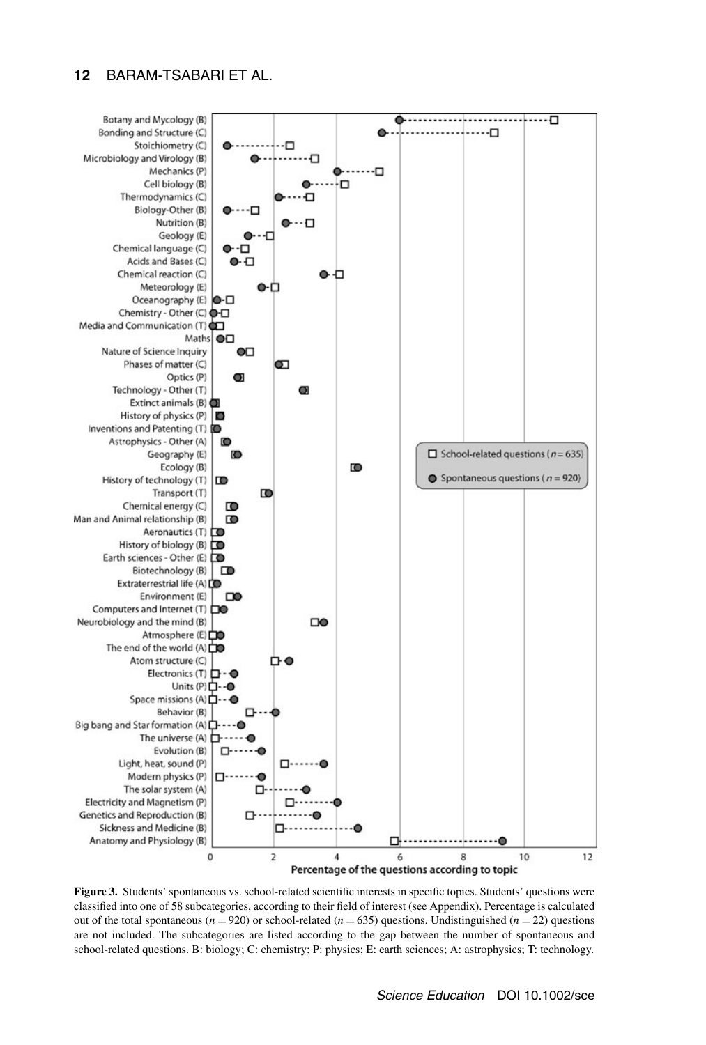**Figure 3.** Students' spontaneous vs. school-related scientific interests in specific topics. Students' questions were classified into one of 58 subcategories, according to their field of interest (see Appendix). Percentage is calculated out of the total spontaneous ($n = 920$) or school-related ($n = 635$) questions. Undistinguished ($n = 22$) questions are not included. The subcategories are listed according to the gap between the number of spontaneous and school-related questions. B: biology; C: chemistry; P: physics; E: earth sciences; A: astrophysics; T: technology.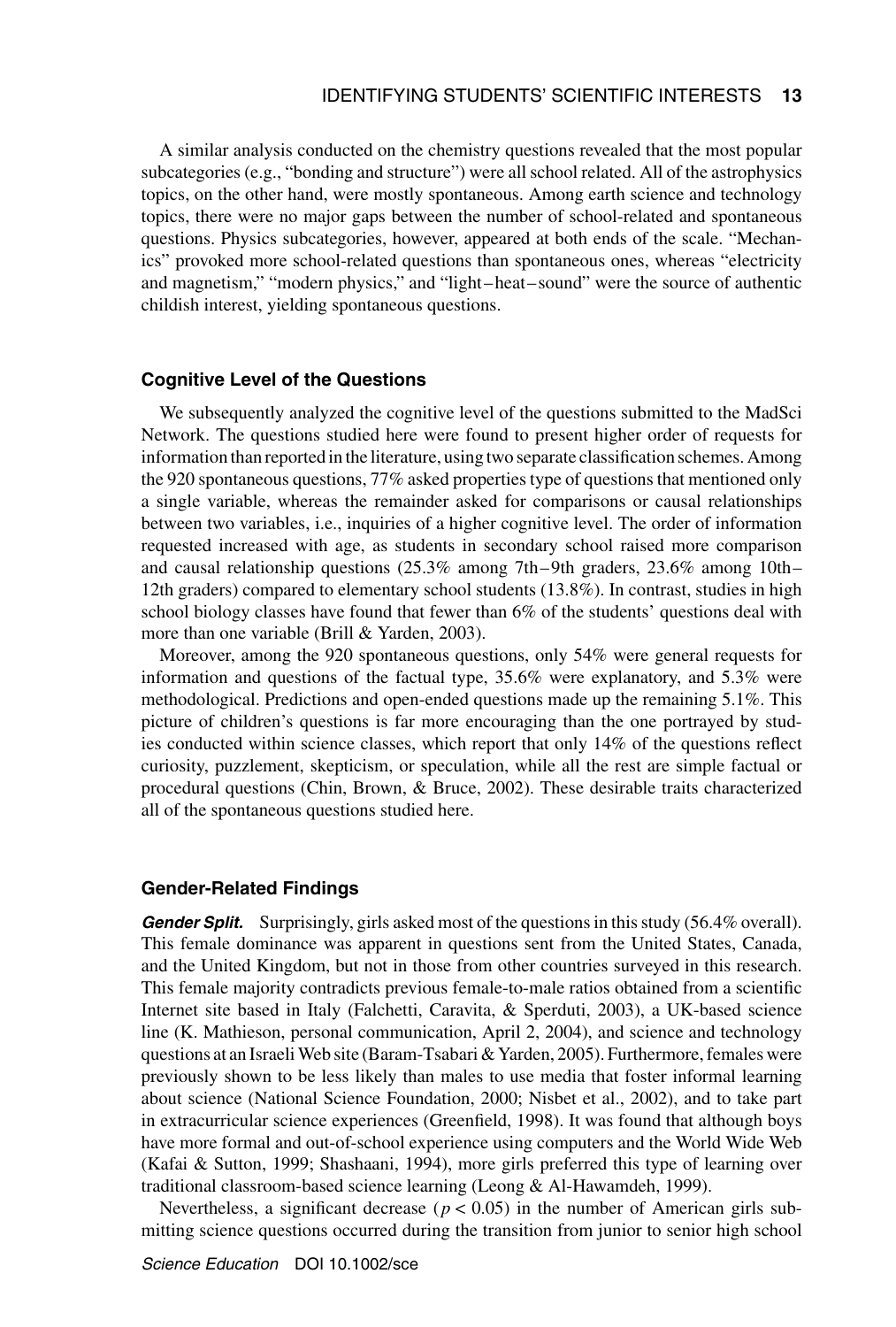A similar analysis conducted on the chemistry questions revealed that the most popular subcategories (e.g., "bonding and structure") were all school related. All of the astrophysics topics, on the other hand, were mostly spontaneous. Among earth science and technology topics, there were no major gaps between the number of school-related and spontaneous questions. Physics subcategories, however, appeared at both ends of the scale. "Mechanics" provoked more school-related questions than spontaneous ones, whereas "electricity and magnetism," "modern physics," and "light–heat–sound" were the source of authentic childish interest, yielding spontaneous questions.

### Cognitive Level of the Questions

We subsequently analyzed the cognitive level of the questions submitted to the MadSci Network. The questions studied here were found to present higher order of requests for information than reported in the literature, using two separate classification schemes. Among the 920 spontaneous questions, 77% asked properties type of questions that mentioned only a single variable, whereas the remainder asked for comparisons or causal relationships between two variables, i.e., inquiries of a higher cognitive level. The order of information requested increased with age, as students in secondary school raised more comparison and causal relationship questions (25.3% among 7th–9th graders, 23.6% among 10th–12th graders) compared to elementary school students (13.8%). In contrast, studies in high school biology classes have found that fewer than 6% of the students' questions deal with more than one variable (Brill & Yarden, 2003).

Moreover, among the 920 spontaneous questions, only 54% were general requests for information and questions of the factual type, 35.6% were explanatory, and 5.3% were methodological. Predictions and open-ended questions made up the remaining 5.1%. This picture of children's questions is far more encouraging than the one portrayed by studies conducted within science classes, which report that only 14% of the questions reflect curiosity, puzzlement, skepticism, or speculation, while all the rest are simple factual or procedural questions (Chin, Brown, & Bruce, 2002). These desirable traits characterized all of the spontaneous questions studied here.

### Gender-Related Findings

***Gender Split.*** Surprisingly, girls asked most of the questions in this study (56.4% overall). This female dominance was apparent in questions sent from the United States, Canada, and the United Kingdom, but not in those from other countries surveyed in this research. This female majority contradicts previous female-to-male ratios obtained from a scientific Internet site based in Italy (Falchetti, Caravita, & Sperduti, 2003), a UK-based science line (K. Mathieson, personal communication, April 2, 2004), and science and technology questions at an Israeli Web site (Baram-Tsabari & Yarden, 2005). Furthermore, females were previously shown to be less likely than males to use media that foster informal learning about science (National Science Foundation, 2000; Nisbet et al., 2002), and to take part in extracurricular science experiences (Greenfield, 1998). It was found that although boys have more formal and out-of-school experience using computers and the World Wide Web (Kafai & Sutton, 1999; Shashaani, 1994), more girls preferred this type of learning over traditional classroom-based science learning (Leong & Al-Hawamdeh, 1999).

Nevertheless, a significant decrease ($p < 0.05$) in the number of American girls submitting science questions occurred during the transition from junior to senior high school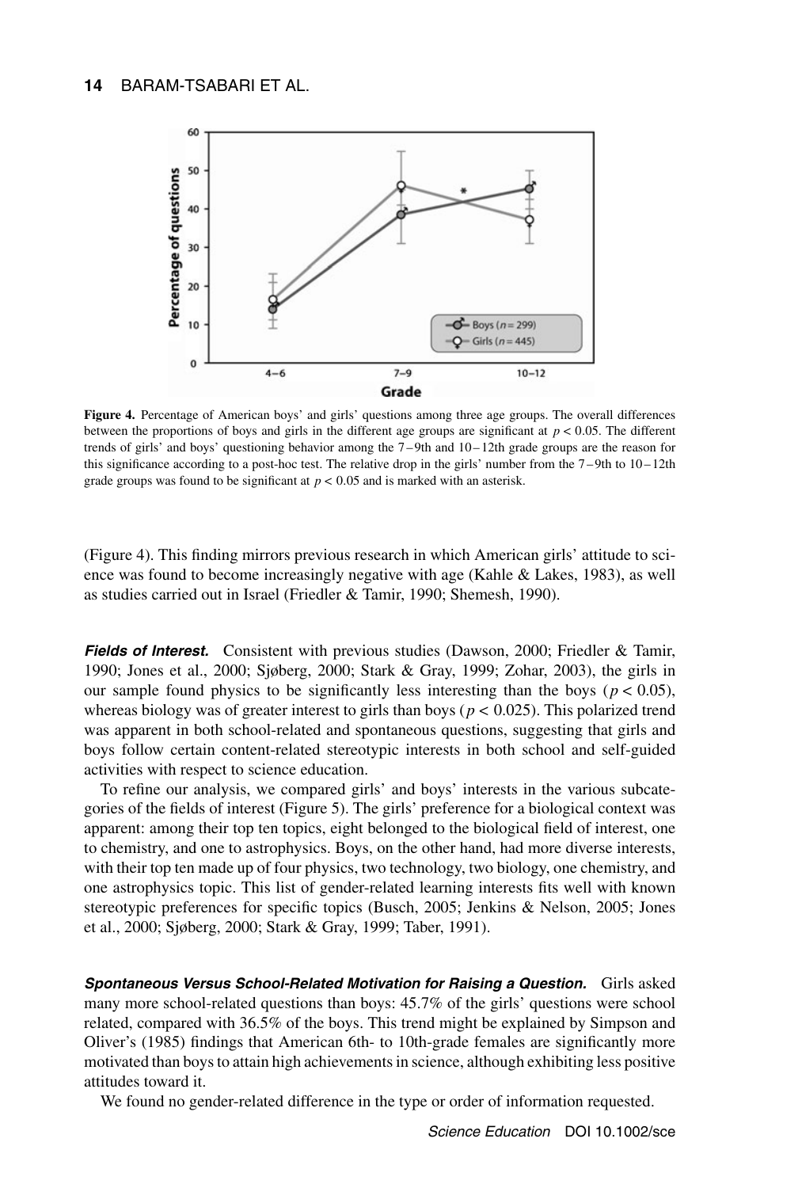**Figure 4.** Percentage of American boys' and girls' questions among three age groups. The overall differences between the proportions of boys and girls in the different age groups are significant at $p < 0.05$. The different trends of girls' and boys' questioning behavior among the 7–9th and 10–12th grade groups are the reason for this significance according to a post-hoc test. The relative drop in the girls' number from the 7–9th to 10–12th grade groups was found to be significant at $p < 0.05$ and is marked with an asterisk.

(Figure 4). This finding mirrors previous research in which American girls' attitude to science was found to become increasingly negative with age (Kahle & Lakes, 1983), as well as studies carried out in Israel (Friedler & Tamir, 1990; Shemesh, 1990).

***Fields of Interest.*** Consistent with previous studies (Dawson, 2000; Friedler & Tamir, 1990; Jones et al., 2000; Sjøberg, 2000; Stark & Gray, 1999; Zohar, 2003), the girls in our sample found physics to be significantly less interesting than the boys ($p < 0.05$), whereas biology was of greater interest to girls than boys ($p < 0.025$). This polarized trend was apparent in both school-related and spontaneous questions, suggesting that girls and boys follow certain content-related stereotypic interests in both school and self-guided activities with respect to science education.

To refine our analysis, we compared girls' and boys' interests in the various subcategories of the fields of interest (Figure 5). The girls' preference for a biological context was apparent: among their top ten topics, eight belonged to the biological field of interest, one to chemistry, and one to astrophysics. Boys, on the other hand, had more diverse interests, with their top ten made up of four physics, two technology, two biology, one chemistry, and one astrophysics topic. This list of gender-related learning interests fits well with known stereotypic preferences for specific topics (Busch, 2005; Jenkins & Nelson, 2005; Jones et al., 2000; Sjøberg, 2000; Stark & Gray, 1999; Taber, 1991).

***Spontaneous Versus School-Related Motivation for Raising a Question.*** Girls asked many more school-related questions than boys: 45.7% of the girls' questions were school related, compared with 36.5% of the boys. This trend might be explained by Simpson and Oliver's (1985) findings that American 6th- to 10th-grade females are significantly more motivated than boys to attain high achievements in science, although exhibiting less positive attitudes toward it.

We found no gender-related difference in the type or order of information requested.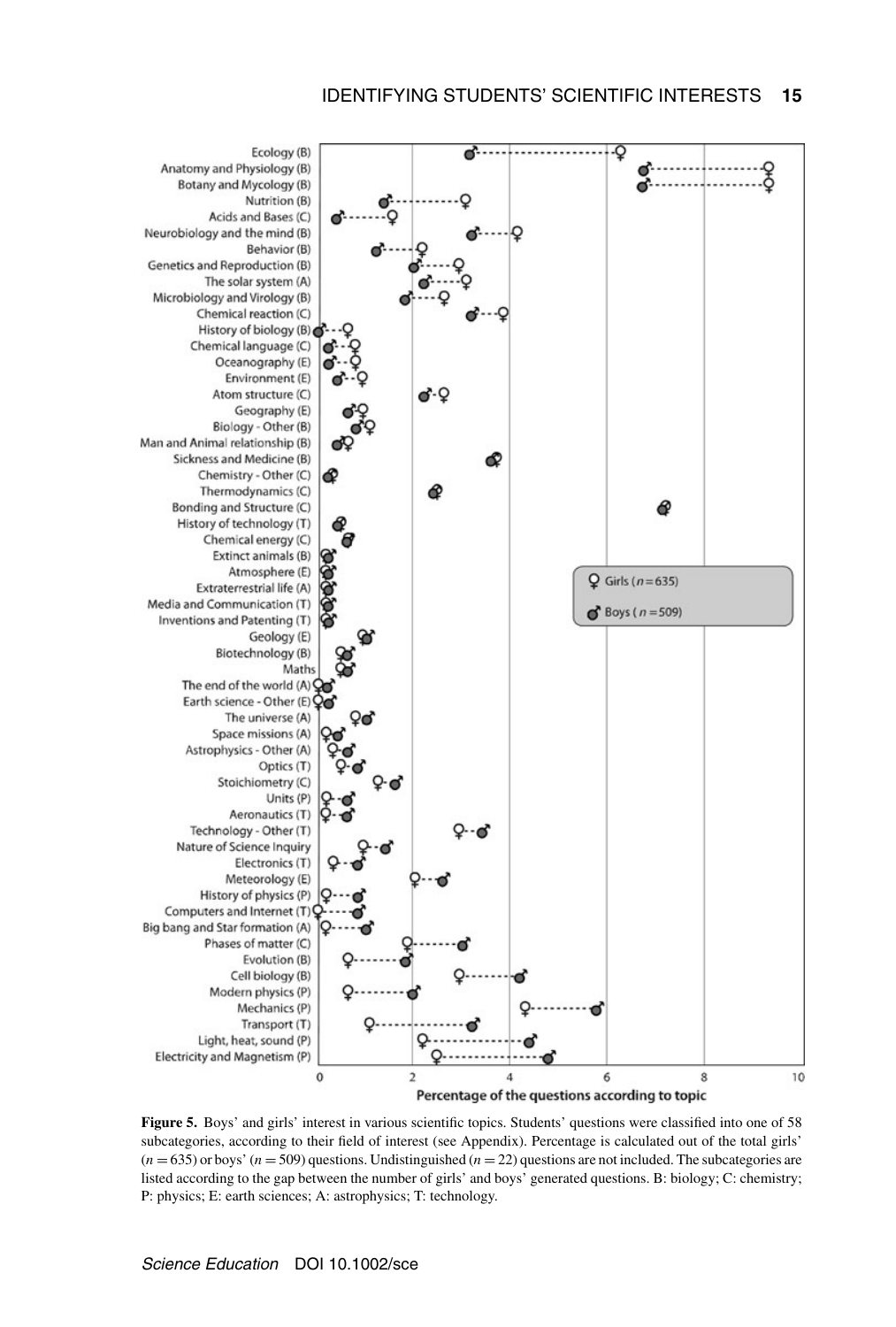**Figure 5.** Boys' and girls' interest in various scientific topics. Students' questions were classified into one of 58 subcategories, according to their field of interest (see Appendix). Percentage is calculated out of the total girls' ($n = 635$) or boys' ($n = 509$) questions. Undistinguished ($n = 22$) questions are not included. The subcategories are listed according to the gap between the number of girls' and boys' generated questions. B: biology; C: chemistry; P: physics; E: earth sciences; A: astrophysics; T: technology.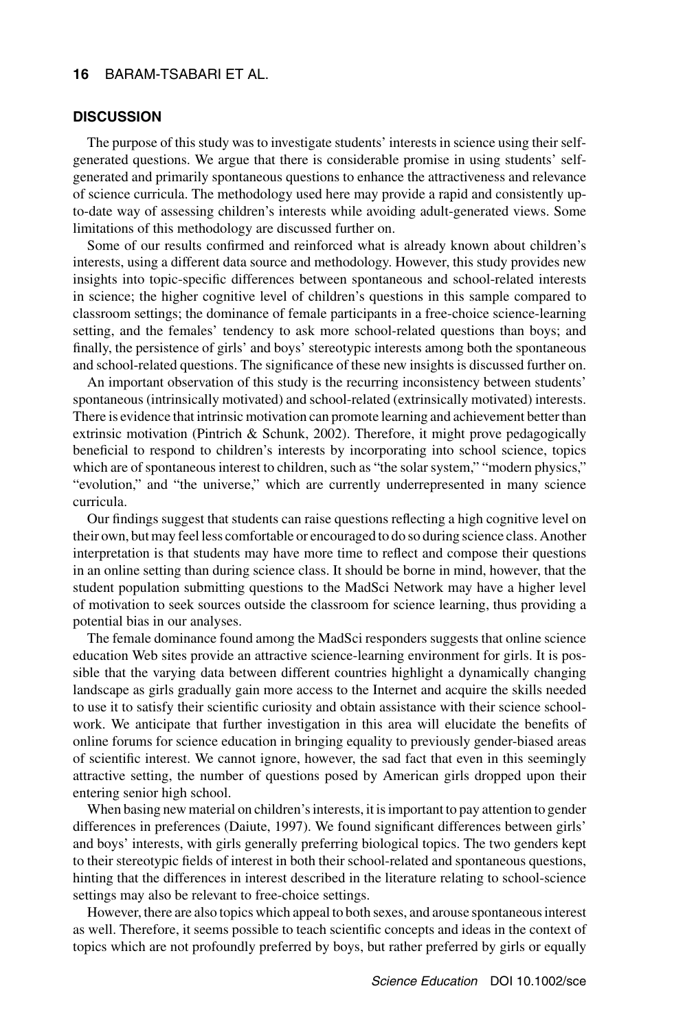## DISCUSSION

The purpose of this study was to investigate students' interests in science using their self-generated questions. We argue that there is considerable promise in using students' self-generated and primarily spontaneous questions to enhance the attractiveness and relevance of science curricula. The methodology used here may provide a rapid and consistently up-to-date way of assessing children's interests while avoiding adult-generated views. Some limitations of this methodology are discussed further on.

Some of our results confirmed and reinforced what is already known about children's interests, using a different data source and methodology. However, this study provides new insights into topic-specific differences between spontaneous and school-related interests in science; the higher cognitive level of children's questions in this sample compared to classroom settings; the dominance of female participants in a free-choice science-learning setting, and the females' tendency to ask more school-related questions than boys; and finally, the persistence of girls' and boys' stereotypic interests among both the spontaneous and school-related questions. The significance of these new insights is discussed further on.

An important observation of this study is the recurring inconsistency between students' spontaneous (intrinsically motivated) and school-related (extrinsically motivated) interests. There is evidence that intrinsic motivation can promote learning and achievement better than extrinsic motivation (Pintrich & Schunk, 2002). Therefore, it might prove pedagogically beneficial to respond to children's interests by incorporating into school science, topics which are of spontaneous interest to children, such as "the solar system," "modern physics," "evolution," and "the universe," which are currently underrepresented in many science curricula.

Our findings suggest that students can raise questions reflecting a high cognitive level on their own, but may feel less comfortable or encouraged to do so during science class. Another interpretation is that students may have more time to reflect and compose their questions in an online setting than during science class. It should be borne in mind, however, that the student population submitting questions to the MadSci Network may have a higher level of motivation to seek sources outside the classroom for science learning, thus providing a potential bias in our analyses.

The female dominance found among the MadSci responders suggests that online science education Web sites provide an attractive science-learning environment for girls. It is possible that the varying data between different countries highlight a dynamically changing landscape as girls gradually gain more access to the Internet and acquire the skills needed to use it to satisfy their scientific curiosity and obtain assistance with their science schoolwork. We anticipate that further investigation in this area will elucidate the benefits of online forums for science education in bringing equality to previously gender-biased areas of scientific interest. We cannot ignore, however, the sad fact that even in this seemingly attractive setting, the number of questions posed by American girls dropped upon their entering senior high school.

When basing new material on children's interests, it is important to pay attention to gender differences in preferences (Daiute, 1997). We found significant differences between girls' and boys' interests, with girls generally preferring biological topics. The two genders kept to their stereotypic fields of interest in both their school-related and spontaneous questions, hinting that the differences in interest described in the literature relating to school-science settings may also be relevant to free-choice settings.

However, there are also topics which appeal to both sexes, and arouse spontaneous interest as well. Therefore, it seems possible to teach scientific concepts and ideas in the context of topics which are not profoundly preferred by boys, but rather preferred by girls or equally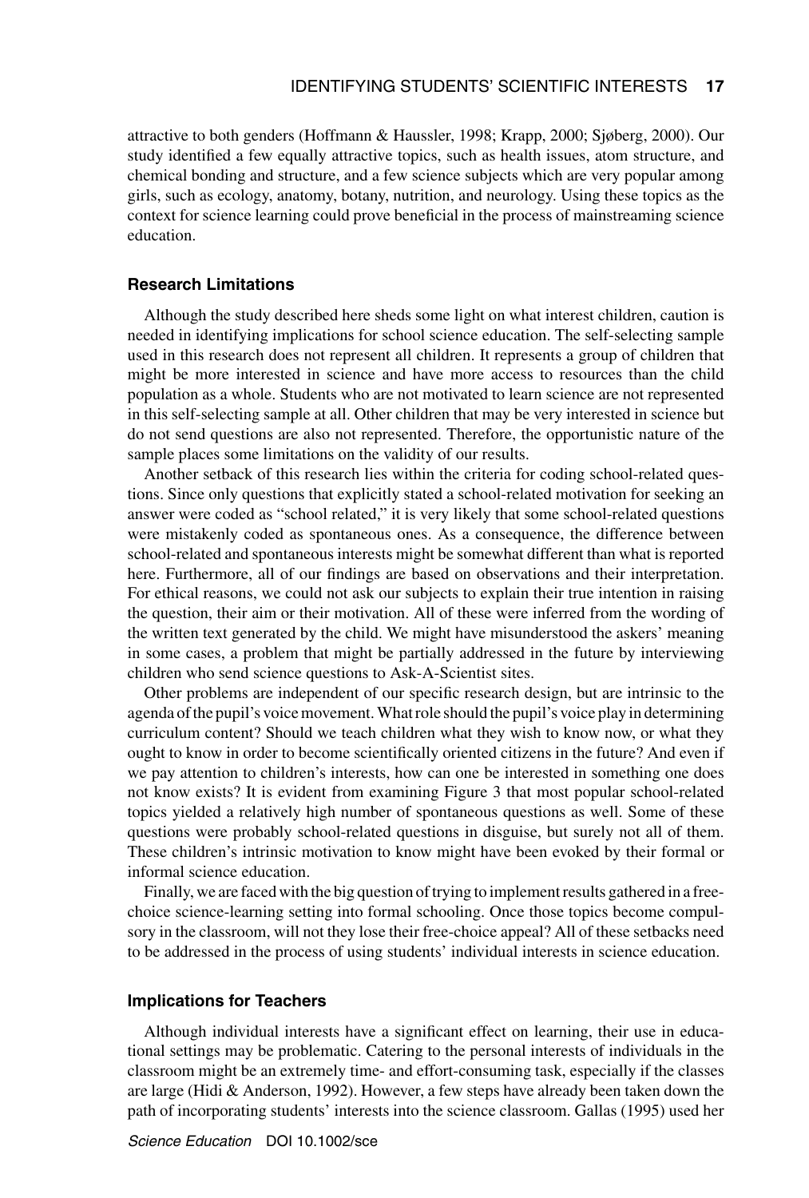attractive to both genders (Hoffmann & Haussler, 1998; Krapp, 2000; Sjøberg, 2000). Our study identified a few equally attractive topics, such as health issues, atom structure, and chemical bonding and structure, and a few science subjects which are very popular among girls, such as ecology, anatomy, botany, nutrition, and neurology. Using these topics as the context for science learning could prove beneficial in the process of mainstreaming science education.

### Research Limitations

Although the study described here sheds some light on what interest children, caution is needed in identifying implications for school science education. The self-selecting sample used in this research does not represent all children. It represents a group of children that might be more interested in science and have more access to resources than the child population as a whole. Students who are not motivated to learn science are not represented in this self-selecting sample at all. Other children that may be very interested in science but do not send questions are also not represented. Therefore, the opportunistic nature of the sample places some limitations on the validity of our results.

Another setback of this research lies within the criteria for coding school-related questions. Since only questions that explicitly stated a school-related motivation for seeking an answer were coded as "school related," it is very likely that some school-related questions were mistakenly coded as spontaneous ones. As a consequence, the difference between school-related and spontaneous interests might be somewhat different than what is reported here. Furthermore, all of our findings are based on observations and their interpretation. For ethical reasons, we could not ask our subjects to explain their true intention in raising the question, their aim or their motivation. All of these were inferred from the wording of the written text generated by the child. We might have misunderstood the askers' meaning in some cases, a problem that might be partially addressed in the future by interviewing children who send science questions to Ask-A-Scientist sites.

Other problems are independent of our specific research design, but are intrinsic to the agenda of the pupil's voice movement. What role should the pupil's voice play in determining curriculum content? Should we teach children what they wish to know now, or what they ought to know in order to become scientifically oriented citizens in the future? And even if we pay attention to children's interests, how can one be interested in something one does not know exists? It is evident from examining Figure 3 that most popular school-related topics yielded a relatively high number of spontaneous questions as well. Some of these questions were probably school-related questions in disguise, but surely not all of them. These children's intrinsic motivation to know might have been evoked by their formal or informal science education.

Finally, we are faced with the big question of trying to implement results gathered in a free-choice science-learning setting into formal schooling. Once those topics become compulsory in the classroom, will not they lose their free-choice appeal? All of these setbacks need to be addressed in the process of using students' individual interests in science education.

### Implications for Teachers

Although individual interests have a significant effect on learning, their use in educational settings may be problematic. Catering to the personal interests of individuals in the classroom might be an extremely time- and effort-consuming task, especially if the classes are large (Hidi & Anderson, 1992). However, a few steps have already been taken down the path of incorporating students' interests into the science classroom. Gallas (1995) used her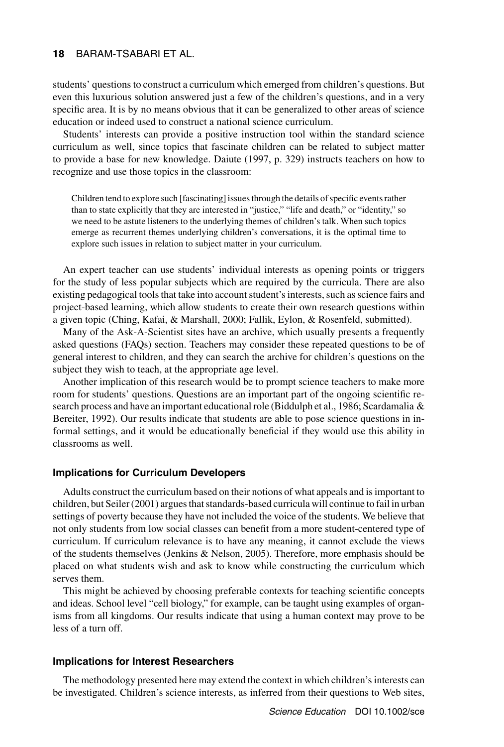students' questions to construct a curriculum which emerged from children's questions. But even this luxurious solution answered just a few of the children's questions, and in a very specific area. It is by no means obvious that it can be generalized to other areas of science education or indeed used to construct a national science curriculum.

Students' interests can provide a positive instruction tool within the standard science curriculum as well, since topics that fascinate children can be related to subject matter to provide a base for new knowledge. Daiute (1997, p. 329) instructs teachers on how to recognize and use those topics in the classroom:

> Children tend to explore such [fascinating] issues through the details of specific events rather than to state explicitly that they are interested in "justice," "life and death," or "identity," so we need to be astute listeners to the underlying themes of children's talk. When such topics emerge as recurrent themes underlying children's conversations, it is the optimal time to explore such issues in relation to subject matter in your curriculum.

An expert teacher can use students' individual interests as opening points or triggers for the study of less popular subjects which are required by the curricula. There are also existing pedagogical tools that take into account student's interests, such as science fairs and project-based learning, which allow students to create their own research questions within a given topic (Ching, Kafai, & Marshall, 2000; Fallik, Eylon, & Rosenfeld, submitted).

Many of the Ask-A-Scientist sites have an archive, which usually presents a frequently asked questions (FAQs) section. Teachers may consider these repeated questions to be of general interest to children, and they can search the archive for children's questions on the subject they wish to teach, at the appropriate age level.

Another implication of this research would be to prompt science teachers to make more room for students' questions. Questions are an important part of the ongoing scientific research process and have an important educational role (Biddulph et al., 1986; Scardamalia & Bereiter, 1992). Our results indicate that students are able to pose science questions in informal settings, and it would be educationally beneficial if they would use this ability in classrooms as well.

### Implications for Curriculum Developers

Adults construct the curriculum based on their notions of what appeals and is important to children, but Seiler (2001) argues that standards-based curricula will continue to fail in urban settings of poverty because they have not included the voice of the students. We believe that not only students from low social classes can benefit from a more student-centered type of curriculum. If curriculum relevance is to have any meaning, it cannot exclude the views of the students themselves (Jenkins & Nelson, 2005). Therefore, more emphasis should be placed on what students wish and ask to know while constructing the curriculum which serves them.

This might be achieved by choosing preferable contexts for teaching scientific concepts and ideas. School level "cell biology," for example, can be taught using examples of organisms from all kingdoms. Our results indicate that using a human context may prove to be less of a turn off.

### Implications for Interest Researchers

The methodology presented here may extend the context in which children's interests can be investigated. Children's science interests, as inferred from their questions to Web sites,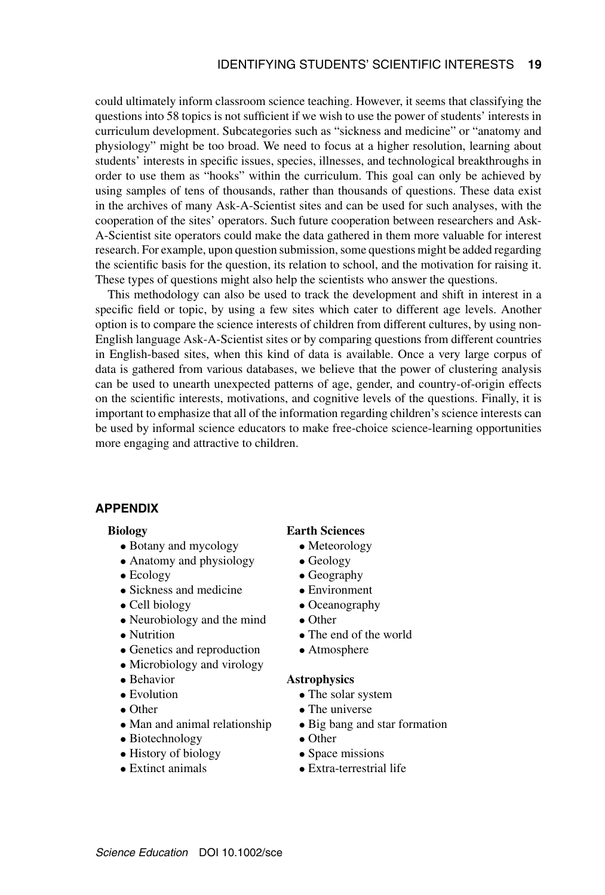could ultimately inform classroom science teaching. However, it seems that classifying the questions into 58 topics is not sufficient if we wish to use the power of students' interests in curriculum development. Subcategories such as "sickness and medicine" or "anatomy and physiology" might be too broad. We need to focus at a higher resolution, learning about students' interests in specific issues, species, illnesses, and technological breakthroughs in order to use them as "hooks" within the curriculum. This goal can only be achieved by using samples of tens of thousands, rather than thousands of questions. These data exist in the archives of many Ask-A-Scientist sites and can be used for such analyses, with the cooperation of the sites' operators. Such future cooperation between researchers and Ask-A-Scientist site operators could make the data gathered in them more valuable for interest research. For example, upon question submission, some questions might be added regarding the scientific basis for the question, its relation to school, and the motivation for raising it. These types of questions might also help the scientists who answer the questions.

This methodology can also be used to track the development and shift in interest in a specific field or topic, by using a few sites which cater to different age levels. Another option is to compare the science interests of children from different cultures, by using non-English language Ask-A-Scientist sites or by comparing questions from different countries in English-based sites, when this kind of data is available. Once a very large corpus of data is gathered from various databases, we believe that the power of clustering analysis can be used to unearth unexpected patterns of age, gender, and country-of-origin effects on the scientific interests, motivations, and cognitive levels of the questions. Finally, it is important to emphasize that all of the information regarding children's science interests can be used by informal science educators to make free-choice science-learning opportunities more engaging and attractive to children.

## APPENDIX

**Biology**

- Botany and mycology
- Anatomy and physiology
- Ecology
- Sickness and medicine
- Cell biology
- Neurobiology and the mind
- Nutrition
- Genetics and reproduction
- Microbiology and virology
- Behavior
- Evolution
- Other
- Man and animal relationship
- Biotechnology
- History of biology
- Extinct animals

**Earth Sciences**

- Meteorology
- Geology
- Geography
- Environment
- Oceanography
- Other
- The end of the world
- Atmosphere

**Astrophysics**

- The solar system
- The universe
- Big bang and star formation
- Other
- Space missions
- Extra-terrestrial life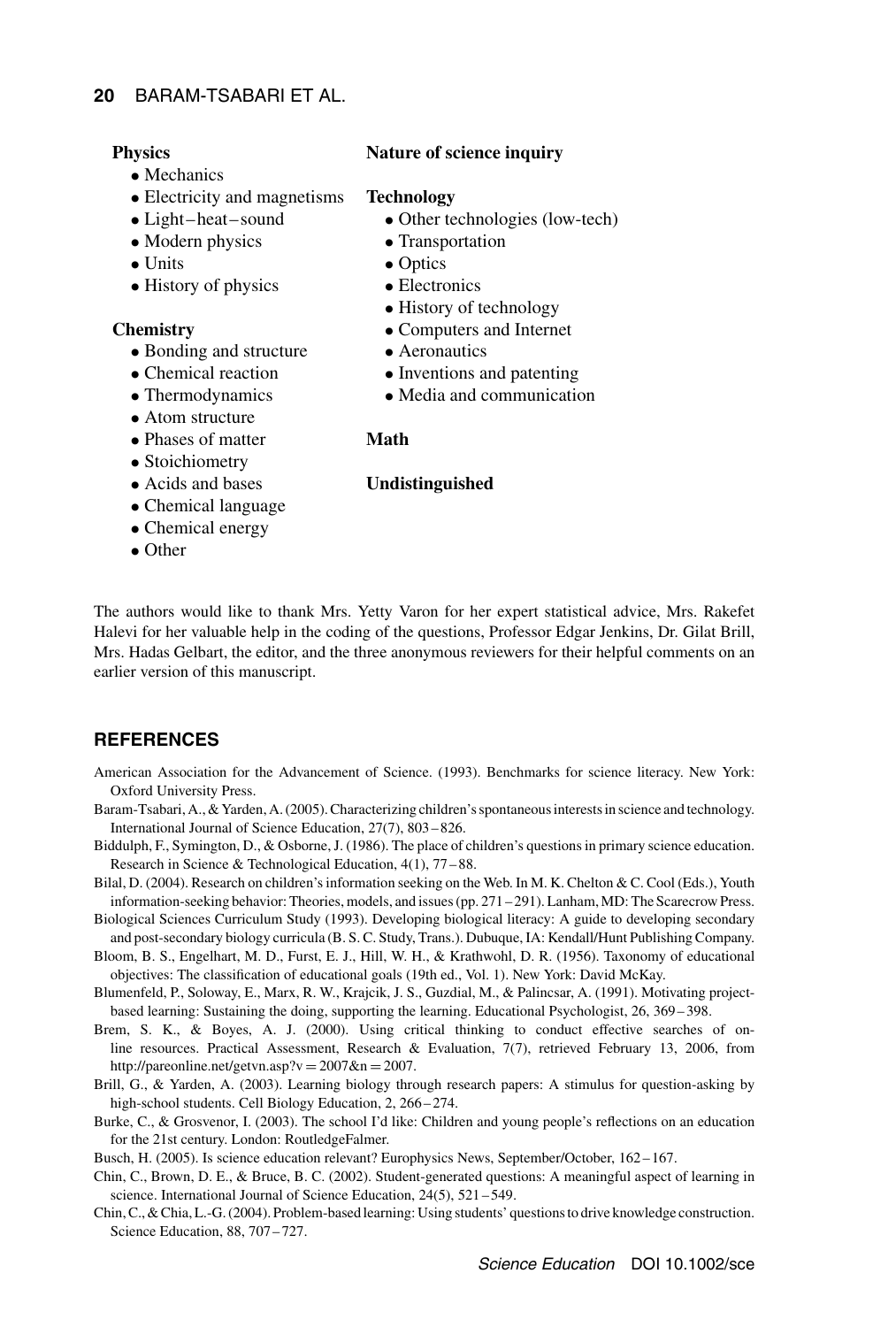**Physics**

- Mechanics
- Electricity and magnetisms
- Light–heat–sound
- Modern physics
- Units
- History of physics

**Chemistry**

- Bonding and structure
- Chemical reaction
- Thermodynamics
- Atom structure
- Phases of matter
- Stoichiometry
- Acids and bases
- Chemical language
- Chemical energy
- Other

**Nature of science inquiry**

**Technology**

- Other technologies (low-tech)
- Transportation
- Optics
- Electronics
- History of technology
- Computers and Internet
- Aeronautics
- Inventions and patenting
- Media and communication

**Math**

**Undistinguished**

The authors would like to thank Mrs. Yetty Varon for her expert statistical advice, Mrs. Rakefet Halevi for her valuable help in the coding of the questions, Professor Edgar Jenkins, Dr. Gilat Brill, Mrs. Hadas Gelbart, the editor, and the three anonymous reviewers for their helpful comments on an earlier version of this manuscript.

## REFERENCES

American Association for the Advancement of Science. (1993). Benchmarks for science literacy. New York: Oxford University Press.

Baram-Tsabari, A., & Yarden, A. (2005). Characterizing children's spontaneous interests in science and technology. International Journal of Science Education, 27(7), 803–826.

Biddulph, F., Symington, D., & Osborne, J. (1986). The place of children's questions in primary science education. Research in Science & Technological Education, 4(1), 77–88.

Bilal, D. (2004). Research on children's information seeking on the Web. In M. K. Chelton & C. Cool (Eds.), Youth information-seeking behavior: Theories, models, and issues (pp. 271–291). Lanham, MD: The Scarecrow Press.

Biological Sciences Curriculum Study (1993). Developing biological literacy: A guide to developing secondary and post-secondary biology curricula (B. S. C. Study, Trans.). Dubuque, IA: Kendall/Hunt Publishing Company.

Bloom, B. S., Engelhart, M. D., Furst, E. J., Hill, W. H., & Krathwohl, D. R. (1956). Taxonomy of educational objectives: The classification of educational goals (19th ed., Vol. 1). New York: David McKay.

Blumenfeld, P., Soloway, E., Marx, R. W., Krajcik, J. S., Guzdial, M., & Palincsar, A. (1991). Motivating project-based learning: Sustaining the doing, supporting the learning. Educational Psychologist, 26, 369–398.

Brem, S. K., & Boyes, A. J. (2000). Using critical thinking to conduct effective searches of online resources. Practical Assessment, Research & Evaluation, 7(7), retrieved February 13, 2006, from http://pareonline.net/getvn.asp?v = 2007&n = 2007.

Brill, G., & Yarden, A. (2003). Learning biology through research papers: A stimulus for question-asking by high-school students. Cell Biology Education, 2, 266–274.

Burke, C., & Grosvenor, I. (2003). The school I'd like: Children and young people's reflections on an education for the 21st century. London: RoutledgeFalmer.

Busch, H. (2005). Is science education relevant? Europhysics News, September/October, 162–167.

Chin, C., Brown, D. E., & Bruce, B. C. (2002). Student-generated questions: A meaningful aspect of learning in science. International Journal of Science Education, 24(5), 521–549.

Chin, C., & Chia, L.-G. (2004). Problem-based learning: Using students' questions to drive knowledge construction. Science Education, 88, 707–727.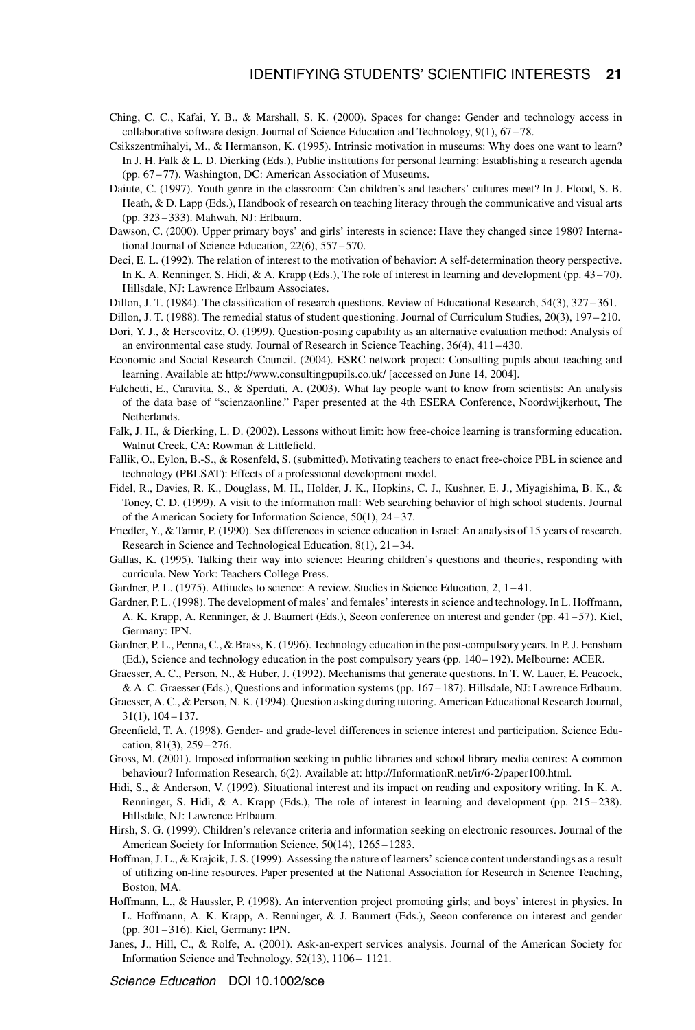Ching, C. C., Kafai, Y. B., & Marshall, S. K. (2000). Spaces for change: Gender and technology access in collaborative software design. Journal of Science Education and Technology, 9(1), 67 – 78.

Csikszentmihalyi, M., & Hermanson, K. (1995). Intrinsic motivation in museums: Why does one want to learn? In J. H. Falk & L. D. Dierking (Eds.), Public institutions for personal learning: Establishing a research agenda (pp. 67 – 77). Washington, DC: American Association of Museums.

Daiute, C. (1997). Youth genre in the classroom: Can children's and teachers' cultures meet? In J. Flood, S. B. Heath, & D. Lapp (Eds.), Handbook of research on teaching literacy through the communicative and visual arts (pp. 323 – 333). Mahwah, NJ: Erlbaum.

Dawson, C. (2000). Upper primary boys' and girls' interests in science: Have they changed since 1980? International Journal of Science Education, 22(6), 557 – 570.

Deci, E. L. (1992). The relation of interest to the motivation of behavior: A self-determination theory perspective. In K. A. Renninger, S. Hidi, & A. Krapp (Eds.), The role of interest in learning and development (pp. 43 – 70). Hillsdale, NJ: Lawrence Erlbaum Associates.

Dillon, J. T. (1984). The classification of research questions. Review of Educational Research, 54(3), 327 – 361.

Dillon, J. T. (1988). The remedial status of student questioning. Journal of Curriculum Studies, 20(3), 197 – 210.

Dori, Y. J., & Herscovitz, O. (1999). Question-posing capability as an alternative evaluation method: Analysis of an environmental case study. Journal of Research in Science Teaching, 36(4), 411 – 430.

Economic and Social Research Council. (2004). ESRC network project: Consulting pupils about teaching and learning. Available at: http://www.consultingpupils.co.uk/ [accessed on June 14, 2004].

Falchetti, E., Caravita, S., & Sperduti, A. (2003). What lay people want to know from scientists: An analysis of the data base of "scienzaonline." Paper presented at the 4th ESERA Conference, Noordwijkerhout, The Netherlands.

Falk, J. H., & Dierking, L. D. (2002). Lessons without limit: how free-choice learning is transforming education. Walnut Creek, CA: Rowman & Littlefield.

Fallik, O., Eylon, B.-S., & Rosenfeld, S. (submitted). Motivating teachers to enact free-choice PBL in science and technology (PBLSAT): Effects of a professional development model.

Fidel, R., Davies, R. K., Douglass, M. H., Holder, J. K., Hopkins, C. J., Kushner, E. J., Miyagishima, B. K., & Toney, C. D. (1999). A visit to the information mall: Web searching behavior of high school students. Journal of the American Society for Information Science, 50(1), 24 – 37.

Friedler, Y., & Tamir, P. (1990). Sex differences in science education in Israel: An analysis of 15 years of research. Research in Science and Technological Education, 8(1), 21 – 34.

Gallas, K. (1995). Talking their way into science: Hearing children's questions and theories, responding with curricula. New York: Teachers College Press.

Gardner, P. L. (1975). Attitudes to science: A review. Studies in Science Education, 2, 1 – 41.

Gardner, P. L. (1998). The development of males' and females' interests in science and technology. In L. Hoffmann, A. K. Krapp, A. Renninger, & J. Baumert (Eds.), Seeon conference on interest and gender (pp. 41 – 57). Kiel, Germany: IPN.

Gardner, P. L., Penna, C., & Brass, K. (1996). Technology education in the post-compulsory years. In P. J. Fensham (Ed.), Science and technology education in the post compulsory years (pp. 140 – 192). Melbourne: ACER.

Graesser, A. C., Person, N., & Huber, J. (1992). Mechanisms that generate questions. In T. W. Lauer, E. Peacock, & A. C. Graesser (Eds.), Questions and information systems (pp. 167 – 187). Hillsdale, NJ: Lawrence Erlbaum.

Graesser, A. C., & Person, N. K. (1994). Question asking during tutoring. American Educational Research Journal, 31(1), 104 – 137.

Greenfield, T. A. (1998). Gender- and grade-level differences in science interest and participation. Science Education, 81(3), 259 – 276.

Gross, M. (2001). Imposed information seeking in public libraries and school library media centres: A common behaviour? Information Research, 6(2). Available at: http://InformationR.net/ir/6-2/paper100.html.

Hidi, S., & Anderson, V. (1992). Situational interest and its impact on reading and expository writing. In K. A. Renninger, S. Hidi, & A. Krapp (Eds.), The role of interest in learning and development (pp. 215 – 238). Hillsdale, NJ: Lawrence Erlbaum.

Hirsh, S. G. (1999). Children's relevance criteria and information seeking on electronic resources. Journal of the American Society for Information Science, 50(14), 1265 – 1283.

Hoffman, J. L., & Krajcik, J. S. (1999). Assessing the nature of learners' science content understandings as a result of utilizing on-line resources. Paper presented at the National Association for Research in Science Teaching, Boston, MA.

Hoffmann, L., & Haussler, P. (1998). An intervention project promoting girls; and boys' interest in physics. In L. Hoffmann, A. K. Krapp, A. Renninger, & J. Baumert (Eds.), Seeon conference on interest and gender (pp. 301 – 316). Kiel, Germany: IPN.

Janes, J., Hill, C., & Rolfe, A. (2001). Ask-an-expert services analysis. Journal of the American Society for Information Science and Technology, 52(13), 1106 – 1121.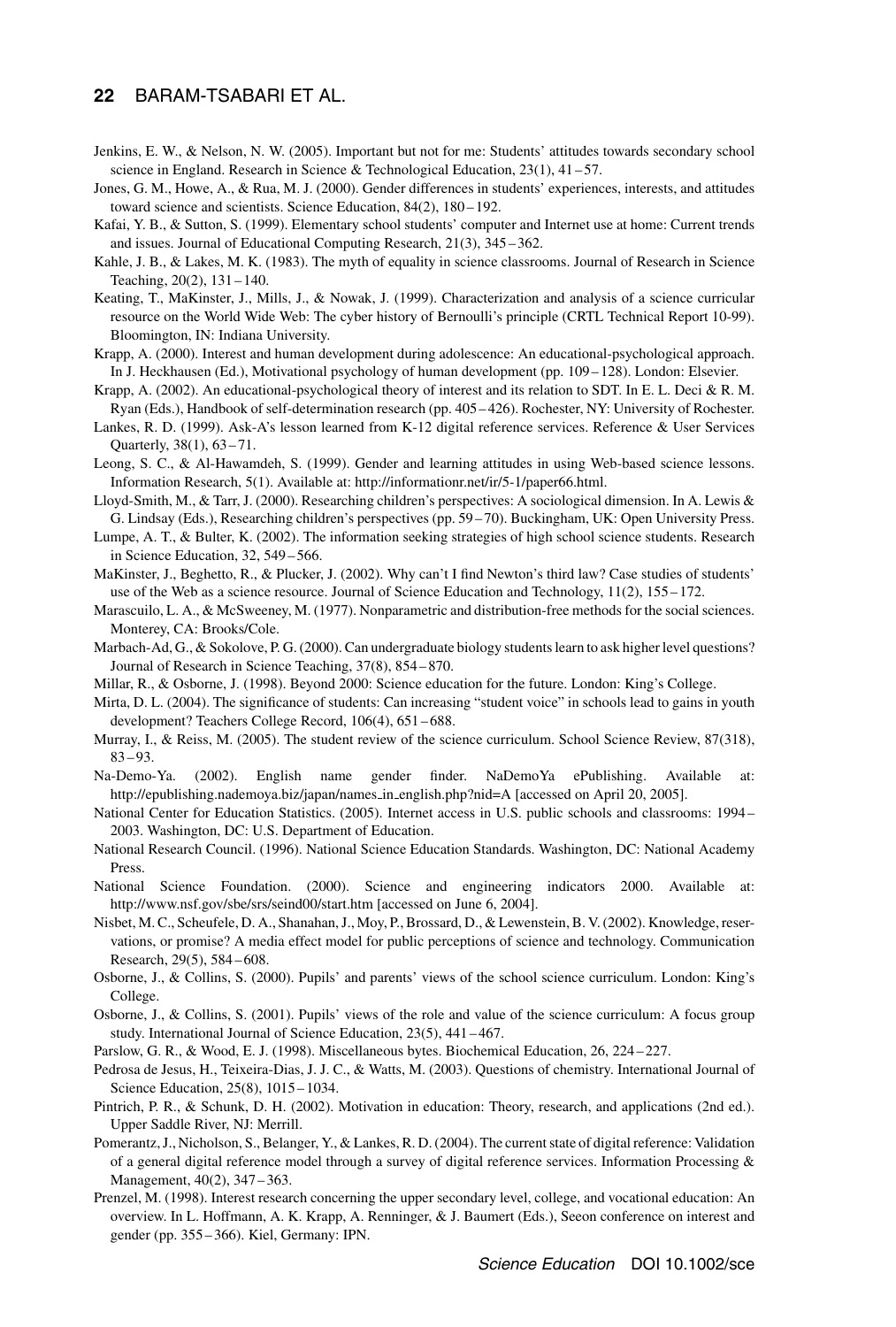Jenkins, E. W., & Nelson, N. W. (2005). Important but not for me: Students' attitudes towards secondary school science in England. Research in Science & Technological Education, 23(1), 41 – 57.

Jones, G. M., Howe, A., & Rua, M. J. (2000). Gender differences in students' experiences, interests, and attitudes toward science and scientists. Science Education, 84(2), 180 – 192.

Kafai, Y. B., & Sutton, S. (1999). Elementary school students' computer and Internet use at home: Current trends and issues. Journal of Educational Computing Research, 21(3), 345 – 362.

Kahle, J. B., & Lakes, M. K. (1983). The myth of equality in science classrooms. Journal of Research in Science Teaching, 20(2), 131 – 140.

Keating, T., MaKinster, J., Mills, J., & Nowak, J. (1999). Characterization and analysis of a science curricular resource on the World Wide Web: The cyber history of Bernoulli's principle (CRTL Technical Report 10-99). Bloomington, IN: Indiana University.

Krapp, A. (2000). Interest and human development during adolescence: An educational-psychological approach. In J. Heckhausen (Ed.), Motivational psychology of human development (pp. 109 – 128). London: Elsevier.

Krapp, A. (2002). An educational-psychological theory of interest and its relation to SDT. In E. L. Deci & R. M. Ryan (Eds.), Handbook of self-determination research (pp. 405 – 426). Rochester, NY: University of Rochester.

Lankes, R. D. (1999). Ask-A's lesson learned from K-12 digital reference services. Reference & User Services Quarterly, 38(1), 63 – 71.

Leong, S. C., & Al-Hawamdeh, S. (1999). Gender and learning attitudes in using Web-based science lessons. Information Research, 5(1). Available at: http://informationr.net/ir/5-1/paper66.html.

Lloyd-Smith, M., & Tarr, J. (2000). Researching children's perspectives: A sociological dimension. In A. Lewis & G. Lindsay (Eds.), Researching children's perspectives (pp. 59 – 70). Buckingham, UK: Open University Press.

Lumpe, A. T., & Bulter, K. (2002). The information seeking strategies of high school science students. Research in Science Education, 32, 549 – 566.

MaKinster, J., Beghetto, R., & Plucker, J. (2002). Why can't I find Newton's third law? Case studies of students' use of the Web as a science resource. Journal of Science Education and Technology, 11(2), 155 – 172.

Marascuilo, L. A., & McSweeney, M. (1977). Nonparametric and distribution-free methods for the social sciences. Monterey, CA: Brooks/Cole.

Marbach-Ad, G., & Sokolove, P. G. (2000). Can undergraduate biology students learn to ask higher level questions? Journal of Research in Science Teaching, 37(8), 854 – 870.

Millar, R., & Osborne, J. (1998). Beyond 2000: Science education for the future. London: King's College.

Mirta, D. L. (2004). The significance of students: Can increasing "student voice" in schools lead to gains in youth development? Teachers College Record, 106(4), 651 – 688.

Murray, I., & Reiss, M. (2005). The student review of the science curriculum. School Science Review, 87(318), 83 – 93.

Na-Demo-Ya. (2002). English name gender finder. NaDemoYa ePublishing. Available at: http://epublishing.nademoya.biz/japan/names_in_english.php?nid=A [accessed on April 20, 2005].

National Center for Education Statistics. (2005). Internet access in U.S. public schools and classrooms: 1994 – 2003. Washington, DC: U.S. Department of Education.

National Research Council. (1996). National Science Education Standards. Washington, DC: National Academy Press.

National Science Foundation. (2000). Science and engineering indicators 2000. Available at: http://www.nsf.gov/sbe/srs/seind00/start.htm [accessed on June 6, 2004].

Nisbet, M. C., Scheufele, D. A., Shanahan, J., Moy, P., Brossard, D., & Lewenstein, B. V. (2002). Knowledge, reservations, or promise? A media effect model for public perceptions of science and technology. Communication Research, 29(5), 584 – 608.

Osborne, J., & Collins, S. (2000). Pupils' and parents' views of the school science curriculum. London: King's College.

Osborne, J., & Collins, S. (2001). Pupils' views of the role and value of the science curriculum: A focus group study. International Journal of Science Education, 23(5), 441 – 467.

Parslow, G. R., & Wood, E. J. (1998). Miscellaneous bytes. Biochemical Education, 26, 224 – 227.

Pedrosa de Jesus, H., Teixeira-Dias, J. J. C., & Watts, M. (2003). Questions of chemistry. International Journal of Science Education, 25(8), 1015 – 1034.

Pintrich, P. R., & Schunk, D. H. (2002). Motivation in education: Theory, research, and applications (2nd ed.). Upper Saddle River, NJ: Merrill.

Pomerantz, J., Nicholson, S., Belanger, Y., & Lankes, R. D. (2004). The current state of digital reference: Validation of a general digital reference model through a survey of digital reference services. Information Processing & Management, 40(2), 347 – 363.

Prenzel, M. (1998). Interest research concerning the upper secondary level, college, and vocational education: An overview. In L. Hoffmann, A. K. Krapp, A. Renninger, & J. Baumert (Eds.), Seeon conference on interest and gender (pp. 355 – 366). Kiel, Germany: IPN.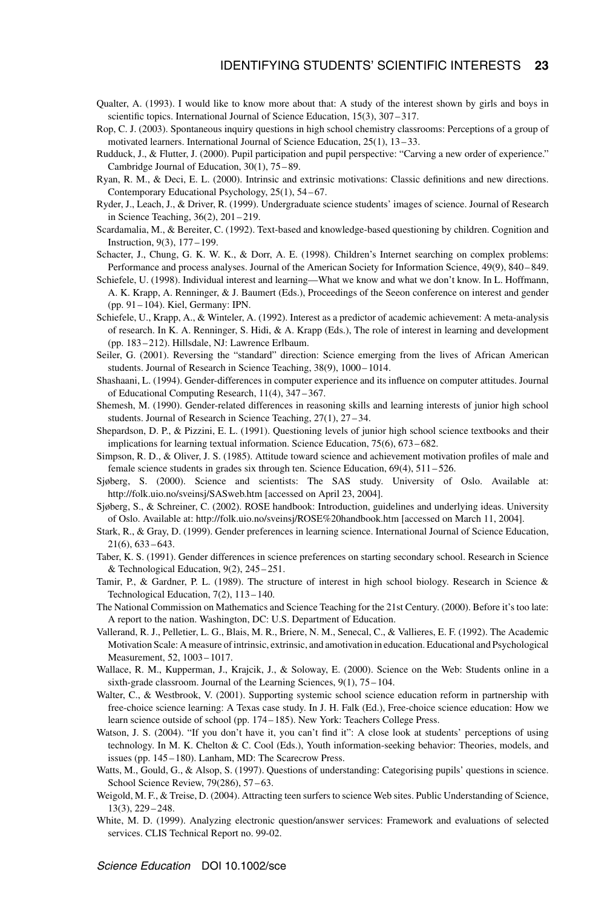Qualter, A. (1993). I would like to know more about that: A study of the interest shown by girls and boys in scientific topics. International Journal of Science Education, 15(3), 307 – 317.

Rop, C. J. (2003). Spontaneous inquiry questions in high school chemistry classrooms: Perceptions of a group of motivated learners. International Journal of Science Education, 25(1), 13 – 33.

Rudduck, J., & Flutter, J. (2000). Pupil participation and pupil perspective: "Carving a new order of experience." Cambridge Journal of Education, 30(1), 75 – 89.

Ryan, R. M., & Deci, E. L. (2000). Intrinsic and extrinsic motivations: Classic definitions and new directions. Contemporary Educational Psychology, 25(1), 54 – 67.

Ryder, J., Leach, J., & Driver, R. (1999). Undergraduate science students' images of science. Journal of Research in Science Teaching, 36(2), 201 – 219.

Scardamalia, M., & Bereiter, C. (1992). Text-based and knowledge-based questioning by children. Cognition and Instruction, 9(3), 177 – 199.

Schacter, J., Chung, G. K. W. K., & Dorr, A. E. (1998). Children's Internet searching on complex problems: Performance and process analyses. Journal of the American Society for Information Science, 49(9), 840 – 849.

Schiefele, U. (1998). Individual interest and learning—What we know and what we don't know. In L. Hoffmann, A. K. Krapp, A. Renninger, & J. Baumert (Eds.), Proceedings of the Seeon conference on interest and gender (pp. 91 – 104). Kiel, Germany: IPN.

Schiefele, U., Krapp, A., & Winteler, A. (1992). Interest as a predictor of academic achievement: A meta-analysis of research. In K. A. Renninger, S. Hidi, & A. Krapp (Eds.), The role of interest in learning and development (pp. 183 – 212). Hillsdale, NJ: Lawrence Erlbaum.

Seiler, G. (2001). Reversing the "standard" direction: Science emerging from the lives of African American students. Journal of Research in Science Teaching, 38(9), 1000 – 1014.

Shashaani, L. (1994). Gender-differences in computer experience and its influence on computer attitudes. Journal of Educational Computing Research, 11(4), 347 – 367.

Shemesh, M. (1990). Gender-related differences in reasoning skills and learning interests of junior high school students. Journal of Research in Science Teaching, 27(1), 27 – 34.

Shepardson, D. P., & Pizzini, E. L. (1991). Questioning levels of junior high school science textbooks and their implications for learning textual information. Science Education, 75(6), 673 – 682.

Simpson, R. D., & Oliver, J. S. (1985). Attitude toward science and achievement motivation profiles of male and female science students in grades six through ten. Science Education, 69(4), 511 – 526.

Sjøberg, S. (2000). Science and scientists: The SAS study. University of Oslo. Available at: http://folk.uio.no/sveinsj/SASweb.htm [accessed on April 23, 2004].

Sjøberg, S., & Schreiner, C. (2002). ROSE handbook: Introduction, guidelines and underlying ideas. University of Oslo. Available at: http://folk.uio.no/sveinsj/ROSE%20handbook.htm [accessed on March 11, 2004].

Stark, R., & Gray, D. (1999). Gender preferences in learning science. International Journal of Science Education, 21(6), 633 – 643.

Taber, K. S. (1991). Gender differences in science preferences on starting secondary school. Research in Science & Technological Education, 9(2), 245 – 251.

Tamir, P., & Gardner, P. L. (1989). The structure of interest in high school biology. Research in Science & Technological Education, 7(2), 113 – 140.

The National Commission on Mathematics and Science Teaching for the 21st Century. (2000). Before it's too late: A report to the nation. Washington, DC: U.S. Department of Education.

Vallerand, R. J., Pelletier, L. G., Blais, M. R., Briere, N. M., Senecal, C., & Vallieres, E. F. (1992). The Academic Motivation Scale: A measure of intrinsic, extrinsic, and amotivation in education. Educational and Psychological Measurement, 52, 1003 – 1017.

Wallace, R. M., Kupperman, J., Krajcik, J., & Soloway, E. (2000). Science on the Web: Students online in a sixth-grade classroom. Journal of the Learning Sciences, 9(1), 75 – 104.

Walter, C., & Westbrook, V. (2001). Supporting systemic school science education reform in partnership with free-choice science learning: A Texas case study. In J. H. Falk (Ed.), Free-choice science education: How we learn science outside of school (pp. 174 – 185). New York: Teachers College Press.

Watson, J. S. (2004). "If you don't have it, you can't find it": A close look at students' perceptions of using technology. In M. K. Chelton & C. Cool (Eds.), Youth information-seeking behavior: Theories, models, and issues (pp. 145 – 180). Lanham, MD: The Scarecrow Press.

Watts, M., Gould, G., & Alsop, S. (1997). Questions of understanding: Categorising pupils' questions in science. School Science Review, 79(286), 57 – 63.

Weigold, M. F., & Treise, D. (2004). Attracting teen surfers to science Web sites. Public Understanding of Science, 13(3), 229 – 248.

White, M. D. (1999). Analyzing electronic question/answer services: Framework and evaluations of selected services. CLIS Technical Report no. 99-02.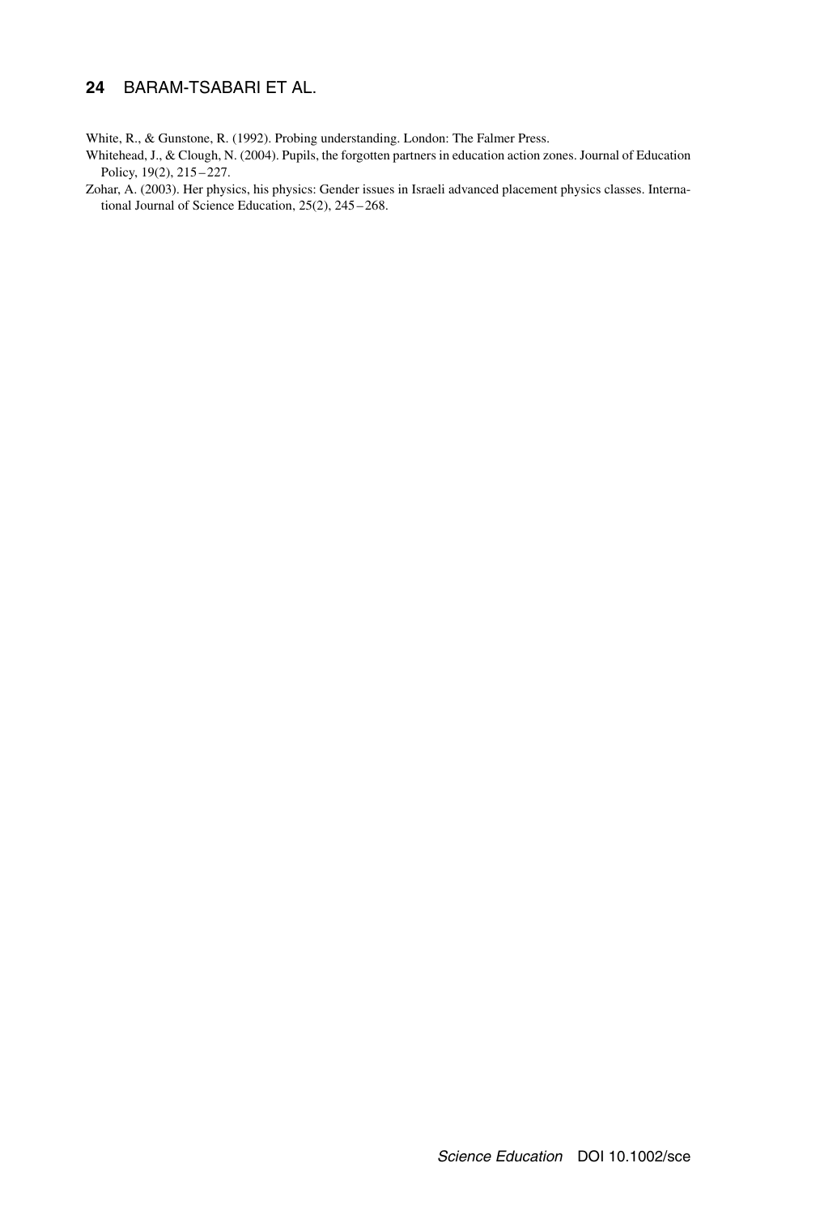White, R., & Gunstone, R. (1992). Probing understanding. London: The Falmer Press.

Whitehead, J., & Clough, N. (2004). Pupils, the forgotten partners in education action zones. Journal of Education Policy, 19(2), 215 – 227.

Zohar, A. (2003). Her physics, his physics: Gender issues in Israeli advanced placement physics classes. International Journal of Science Education, 25(2), 245 – 268.